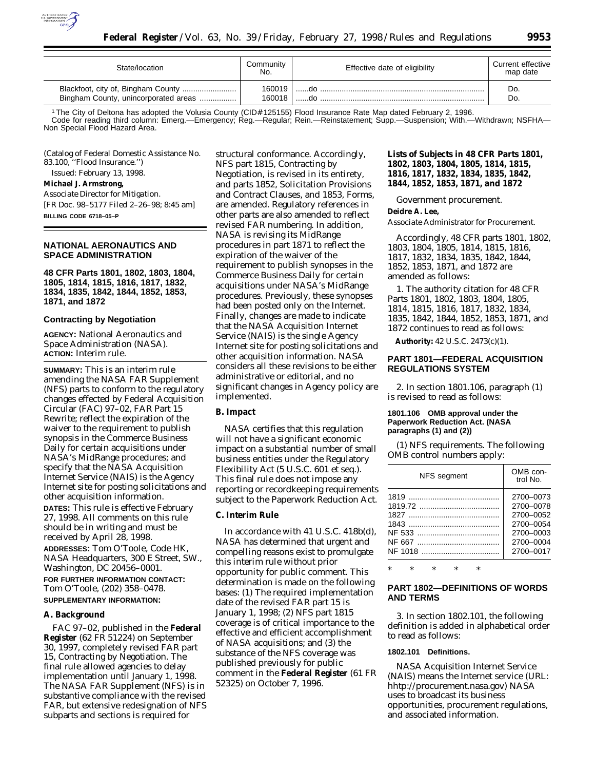| State/location | Community No. | Effective date of eligibility | Current effective map date |
|---|---|---|---|
| Blackfoot, city of, Bingham County | 160019 | ......do | Do. |
| Bingham County, unincorporated areas | 160018 | ......do | Do. |

[1] The City of Deltona has adopted the Volusia County (CID#125155) Flood Insurance Rate Map dated February 2, 1996.

Code for reading third column: Emerg.—Emergency; Reg.—Regular; Rein.—Reinstatement; Supp.—Suspension; With.—Withdrawn; NSFHA—Non Special Flood Hazard Area.

(Catalog of Federal Domestic Assistance No. 83.100, ''Flood Insurance.'')

Issued: February 13, 1998.

**Michael J. Armstrong,**

*Associate Director for Mitigation.*

[FR Doc. 98–5177 Filed 2–26–98; 8:45 am]

**BILLING CODE 6718–05–P**

## NATIONAL AERONAUTICS AND SPACE ADMINISTRATION

### 48 CFR Parts 1801, 1802, 1803, 1804, 1805, 1814, 1815, 1816, 1817, 1832, 1834, 1835, 1842, 1844, 1852, 1853, 1871, and 1872

### Contracting by Negotiation

**AGENCY:** National Aeronautics and Space Administration (NASA).

**ACTION:** Interim rule.

**SUMMARY:** This is an interim rule amending the NASA FAR Supplement (NFS) parts to conform to the regulatory changes effected by Federal Acquisition Circular (FAC) 97–02, FAR Part 15 Rewrite; reflect the expiration of the waiver to the requirement to publish synopsis in the Commerce Business Daily for certain acquisitions under NASA's MidRange procedures; and specify that the NASA Acquisition Internet Service (NAIS) is the Agency Internet site for posting solicitations and other acquisition information.

**DATES:** This rule is effective February 27, 1998. All comments on this rule should be in writing and must be received by April 28, 1998.

**ADDRESSES:** Tom O'Toole, Code HK, NASA Headquarters, 300 E Street, SW., Washington, DC 20456–0001.

**FOR FURTHER INFORMATION CONTACT:** Tom O'Toole, (202) 358–0478.

**SUPPLEMENTARY INFORMATION:**

### A. Background

FAC 97–02, published in the **Federal Register** (62 FR 51224) on September 30, 1997, completely revised FAR part 15, Contracting by Negotiation. The final rule allowed agencies to delay implementation until January 1, 1998. The NASA FAR Supplement (NFS) is in substantive compliance with the revised FAR, but extensive redesignation of NFS subparts and sections is required for structural conformance. Accordingly, NFS part 1815, Contracting by Negotiation, is revised in its entirety, and parts 1852, Solicitation Provisions and Contract Clauses, and 1853, Forms, are amended. Regulatory references in other parts are also amended to reflect revised FAR numbering. In addition, NASA is revising its MidRange procedures in part 1871 to reflect the expiration of the waiver of the requirement to publish synopses in the Commerce Business Daily for certain acquisitions under NASA's MidRange procedures. Previously, these synopses had been posted only on the Internet. Finally, changes are made to indicate that the NASA Acquisition Internet Service (NAIS) is the single Agency Internet site for posting solicitations and other acquisition information. NASA considers all these revisions to be either administrative or editorial, and no significant changes in Agency policy are implemented.

### B. Impact

NASA certifies that this regulation will not have a significant economic impact on a substantial number of small business entities under the Regulatory Flexibility Act (5 U.S.C. 601 et seq.). This final rule does not impose any reporting or recordkeeping requirements subject to the Paperwork Reduction Act.

### C. Interim Rule

In accordance with 41 U.S.C. 418b(d), NASA has determined that urgent and compelling reasons exist to promulgate this interim rule without prior opportunity for public comment. This determination is made on the following bases: (1) The required implementation date of the revised FAR part 15 is January 1, 1998; (2) NFS part 1815 coverage is of critical importance to the effective and efficient accomplishment of NASA acquisitions; and (3) the substance of the NFS coverage was published previously for public comment in the **Federal Register** (61 FR 52325) on October 7, 1996.

### Lists of Subjects in 48 CFR Parts 1801, 1802, 1803, 1804, 1805, 1814, 1815, 1816, 1817, 1832, 1834, 1835, 1842, 1844, 1852, 1853, 1871, and 1872

Government procurement.

**Deidre A. Lee,**

*Associate Administrator for Procurement.*

Accordingly, 48 CFR parts 1801, 1802, 1803, 1804, 1805, 1814, 1815, 1816, 1817, 1832, 1834, 1835, 1842, 1844, 1852, 1853, 1871, and 1872 are amended as follows:

1. The authority citation for 48 CFR Parts 1801, 1802, 1803, 1804, 1805, 1814, 1815, 1816, 1817, 1832, 1834, 1835, 1842, 1844, 1852, 1853, 1871, and 1872 continues to read as follows:

**Authority:** 42 U.S.C. 2473(c)(1).

## PART 1801—FEDERAL ACQUISITION REGULATIONS SYSTEM

2. In section 1801.106, paragraph (1) is revised to read as follows:

#### 1801.106 OMB approval under the Paperwork Reduction Act. (NASA paragraphs (1) and (2))

(1) NFS requirements. The following OMB control numbers apply:

| NFS segment | OMB control No. |
|---|---|
| 1819 | 2700–0073 |
| 1819.72 | 2700–0078 |
| 1827 | 2700–0052 |
| 1843 | 2700–0054 |
| NF 533 | 2700–0003 |
| NF 667 | 2700–0004 |
| NF 1018 | 2700–0017 |

\* \* \* \* \*

## PART 1802—DEFINITIONS OF WORDS AND TERMS

3. In section 1802.101, the following definition is added in alphabetical order to read as follows:

#### 1802.101 Definitions.

NASA Acquisition Internet Service (NAIS) means the Internet service (URL: hhtp://procurement.nasa.gov) NASA uses to broadcast its business opportunities, procurement regulations, and associated information.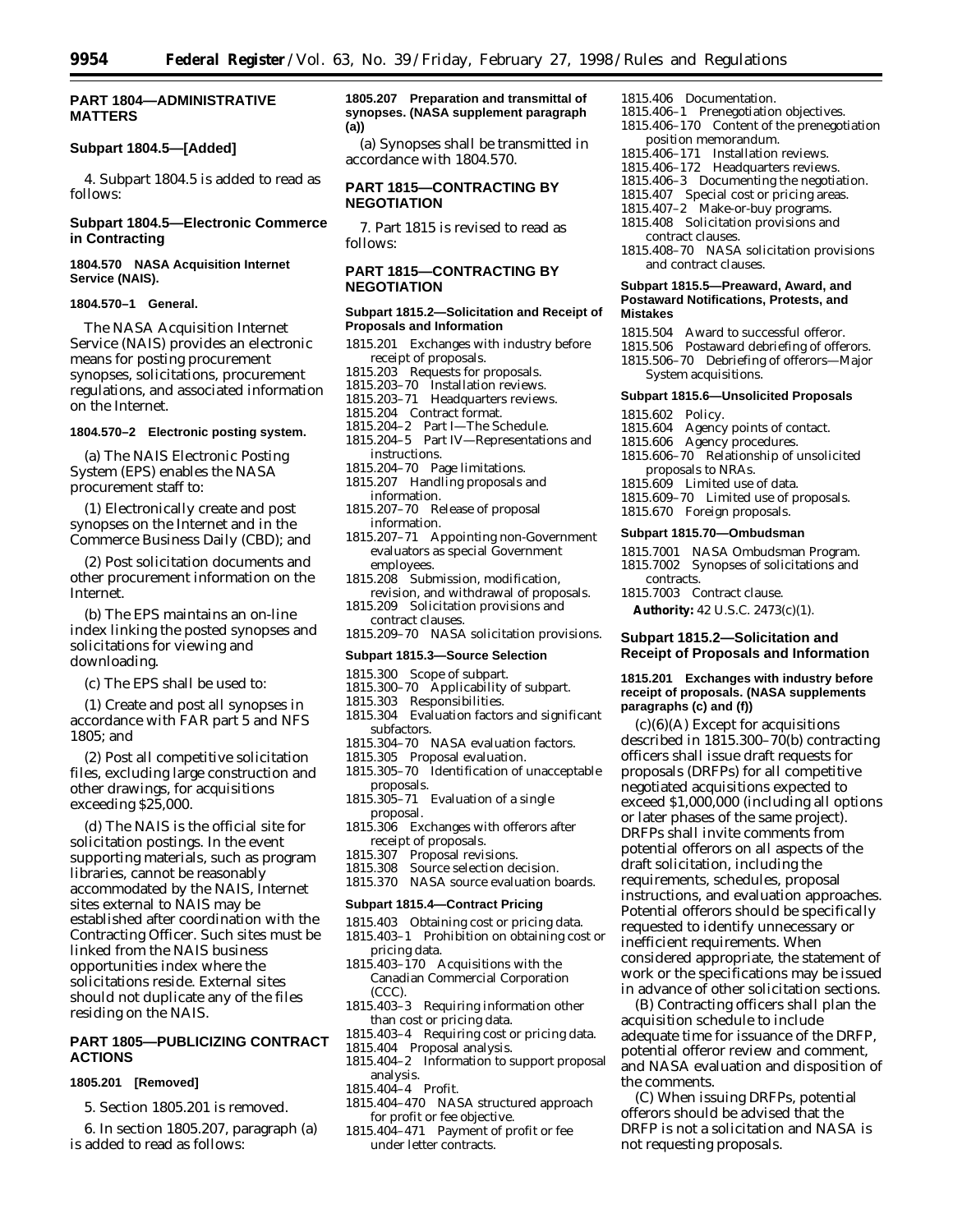## PART 1804—ADMINISTRATIVE MATTERS

### Subpart 1804.5—[Added]

4. Subpart 1804.5 is added to read as follows:

### Subpart 1804.5—Electronic Commerce in Contracting

#### 1804.570 NASA Acquisition Internet Service (NAIS).

#### 1804.570–1 General.

The NASA Acquisition Internet Service (NAIS) provides an electronic means for posting procurement synopses, solicitations, procurement regulations, and associated information on the Internet.

#### 1804.570–2 Electronic posting system.

(a) The NAIS Electronic Posting System (EPS) enables the NASA procurement staff to:

(1) Electronically create and post synopses on the Internet and in the Commerce Business Daily (CBD); and

(2) Post solicitation documents and other procurement information on the Internet.

(b) The EPS maintains an on-line index linking the posted synopses and solicitations for viewing and downloading.

(c) The EPS shall be used to:

(1) Create and post all synopses in accordance with FAR part 5 and NFS 1805; and

(2) Post all competitive solicitation files, excluding large construction and other drawings, for acquisitions exceeding $25,000.

(d) The NAIS is the official site for solicitation postings. In the event supporting materials, such as program libraries, cannot be reasonably accommodated by the NAIS, Internet sites external to NAIS may be established after coordination with the Contracting Officer. Such sites must be linked from the NAIS business opportunities index where the solicitations reside. External sites should not duplicate any of the files residing on the NAIS.

## PART 1805—PUBLICIZING CONTRACT ACTIONS

#### 1805.201 [Removed]

5. Section 1805.201 is removed.

6. In section 1805.207, paragraph (a) is added to read as follows:

#### 1805.207 Preparation and transmittal of synopses. (NASA supplement paragraph (a))

(a) Synopses shall be transmitted in accordance with 1804.570.

## PART 1815—CONTRACTING BY NEGOTIATION

7. Part 1815 is revised to read as follows:

## PART 1815—CONTRACTING BY NEGOTIATION

**Subpart 1815.2—Solicitation and Receipt of Proposals and Information**

1815.201 Exchanges with industry before receipt of proposals.
1815.203 Requests for proposals.
1815.203–70 Installation reviews.
1815.203–71 Headquarters reviews.
1815.204 Contract format.
1815.204–2 Part I—The Schedule.
1815.204–5 Part IV—Representations and instructions.
1815.204–70 Page limitations.
1815.207 Handling proposals and information.
1815.207–70 Release of proposal information.
1815.207–71 Appointing non-Government evaluators as special Government employees.
1815.208 Submission, modification, revision, and withdrawal of proposals.
1815.209 Solicitation provisions and contract clauses.
1815.209–70 NASA solicitation provisions.

**Subpart 1815.3—Source Selection**

1815.300 Scope of subpart.
1815.300–70 Applicability of subpart.
1815.303 Responsibilities.
1815.304 Evaluation factors and significant subfactors.
1815.304–70 NASA evaluation factors.
1815.305 Proposal evaluation.
1815.305–70 Identification of unacceptable proposals.
1815.305–71 Evaluation of a single proposal.
1815.306 Exchanges with offerors after receipt of proposals.
1815.307 Proposal revisions.
1815.308 Source selection decision.
1815.370 NASA source evaluation boards.

**Subpart 1815.4—Contract Pricing**

1815.403 Obtaining cost or pricing data.
1815.403–1 Prohibition on obtaining cost or pricing data.
1815.403–170 Acquisitions with the Canadian Commercial Corporation (CCC).
1815.403–3 Requiring information other than cost or pricing data.
1815.403–4 Requiring cost or pricing data.
1815.404 Proposal analysis.
1815.404–2 Information to support proposal analysis.
1815.404–4 Profit.
1815.404–470 NASA structured approach for profit or fee objective.
1815.404–471 Payment of profit or fee under letter contracts.
1815.406 Documentation.
1815.406–1 Prenegotiation objectives.
1815.406–170 Content of the prenegotiation position memorandum.
1815.406–171 Installation reviews.
1815.406–172 Headquarters reviews.
1815.406–3 Documenting the negotiation.
1815.407 Special cost or pricing areas.
1815.407–2 Make-or-buy programs.
1815.408 Solicitation provisions and contract clauses.
1815.408–70 NASA solicitation provisions and contract clauses.

**Subpart 1815.5—Preaward, Award, and Postaward Notifications, Protests, and Mistakes**

1815.504 Award to successful offeror.
1815.506 Postaward debriefing of offerors.
1815.506–70 Debriefing of offerors—Major System acquisitions.

**Subpart 1815.6—Unsolicited Proposals**

1815.602 Policy.
1815.604 Agency points of contact.
1815.606 Agency procedures.
1815.606–70 Relationship of unsolicited proposals to NRAs.
1815.609 Limited use of data.
1815.609–70 Limited use of proposals.
1815.670 Foreign proposals.

**Subpart 1815.70—Ombudsman**

1815.7001 NASA Ombudsman Program.
1815.7002 Synopses of solicitations and contracts.
1815.7003 Contract clause.

**Authority:** 42 U.S.C. 2473(c)(1).

### Subpart 1815.2—Solicitation and Receipt of Proposals and Information

#### 1815.201 Exchanges with industry before receipt of proposals. (NASA supplements paragraphs (c) and (f))

(c)(6)(A) Except for acquisitions described in 1815.300–70(b) contracting officers shall issue draft requests for proposals (DRFPs) for all competitive negotiated acquisitions expected to exceed $1,000,000 (including all options or later phases of the same project). DRFPs shall invite comments from potential offerors on all aspects of the draft solicitation, including the requirements, schedules, proposal instructions, and evaluation approaches. Potential offerors should be specifically requested to identify unnecessary or inefficient requirements. When considered appropriate, the statement of work or the specifications may be issued in advance of other solicitation sections.

(B) Contracting officers shall plan the acquisition schedule to include adequate time for issuance of the DRFP, potential offeror review and comment, and NASA evaluation and disposition of the comments.

(C) When issuing DRFPs, potential offerors should be advised that the DRFP is not a solicitation and NASA is not requesting proposals.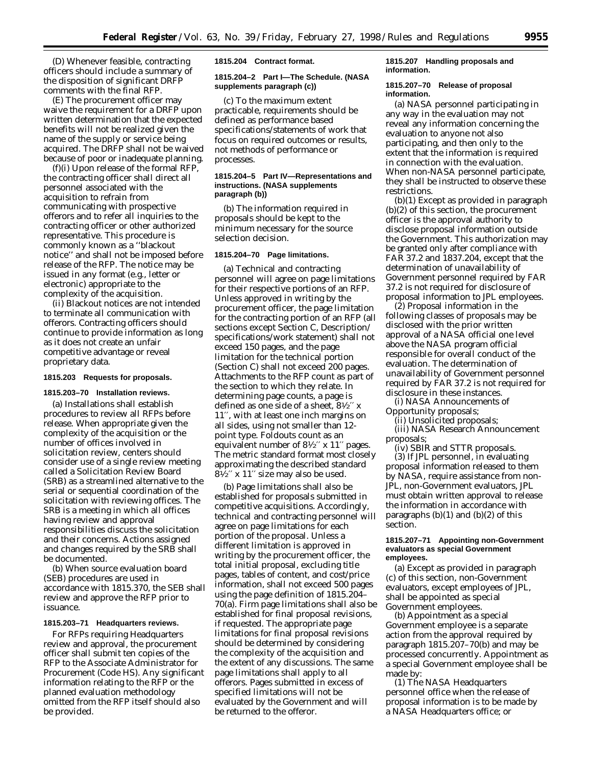(D) Whenever feasible, contracting officers should include a summary of the disposition of significant DRFP comments with the final RFP.

(E) The procurement officer may waive the requirement for a DRFP upon written determination that the expected benefits will not be realized given the name of the supply or service being acquired. The DRFP shall not be waived because of poor or inadequate planning.

(f)(i) Upon release of the formal RFP, the contracting officer shall direct all personnel associated with the acquisition to refrain from communicating with prospective offerors and to refer all inquiries to the contracting officer or other authorized representative. This procedure is commonly known as a ''blackout notice'' and shall not be imposed before release of the RFP. The notice may be issued in any format (e.g., letter or electronic) appropriate to the complexity of the acquisition.

(ii) Blackout notices are not intended to terminate all communication with offerors. Contracting officers should continue to provide information as long as it does not create an unfair competitive advantage or reveal proprietary data.

**1815.203 Requests for proposals.**

**1815.203–70 Installation reviews.**

(a) Installations shall establish procedures to review all RFPs before release. When appropriate given the complexity of the acquisition or the number of offices involved in solicitation review, centers should consider use of a single review meeting called a Solicitation Review Board (SRB) as a streamlined alternative to the serial or sequential coordination of the solicitation with reviewing offices. The SRB is a meeting in which all offices having review and approval responsibilities discuss the solicitation and their concerns. Actions assigned and changes required by the SRB shall be documented.

(b) When source evaluation board (SEB) procedures are used in accordance with 1815.370, the SEB shall review and approve the RFP prior to issuance.

**1815.203–71 Headquarters reviews.**

For RFPs requiring Headquarters review and approval, the procurement officer shall submit ten copies of the RFP to the Associate Administrator for Procurement (Code HS). Any significant information relating to the RFP or the planned evaluation methodology omitted from the RFP itself should also be provided.

**1815.204 Contract format.**

**1815.204–2 Part I—The Schedule. (NASA supplements paragraph (c))**

(c) To the maximum extent practicable, requirements should be defined as performance based specifications/statements of work that focus on required outcomes or results, not methods of performance or processes.

**1815.204–5 Part IV—Representations and instructions. (NASA supplements paragraph (b))**

(b) The information required in proposals should be kept to the minimum necessary for the source selection decision.

**1815.204–70 Page limitations.**

(a) Technical and contracting personnel will agree on page limitations for their respective portions of an RFP. Unless approved in writing by the procurement officer, the page limitation for the contracting portion of an RFP (all sections except Section C, Description/specifications/work statement) shall not exceed 150 pages, and the page limitation for the technical portion (Section C) shall not exceed 200 pages. Attachments to the RFP count as part of the section to which they relate. In determining page counts, a page is defined as one side of a sheet, 8½″ x 11″, with at least one inch margins on all sides, using not smaller than 12-point type. Foldouts count as an equivalent number of 8½″ x 11″ pages. The metric standard format most closely approximating the described standard 8½″ x 11″ size may also be used.

(b) Page limitations shall also be established for proposals submitted in competitive acquisitions. Accordingly, technical and contracting personnel will agree on page limitations for each portion of the proposal. Unless a different limitation is approved in writing by the procurement officer, the total initial proposal, excluding title pages, tables of content, and cost/price information, shall not exceed 500 pages using the page definition of 1815.204–70(a). Firm page limitations shall also be established for final proposal revisions, if requested. The appropriate page limitations for final proposal revisions should be determined by considering the complexity of the acquisition and the extent of any discussions. The same page limitations shall apply to all offerors. Pages submitted in excess of specified limitations will not be evaluated by the Government and will be returned to the offeror.

**1815.207 Handling proposals and information.**

**1815.207–70 Release of proposal information.**

(a) NASA personnel participating in any way in the evaluation may not reveal any information concerning the evaluation to anyone not also participating, and then only to the extent that the information is required in connection with the evaluation. When non-NASA personnel participate, they shall be instructed to observe these restrictions.

(b)(1) Except as provided in paragraph (b)(2) of this section, the procurement officer is the approval authority to disclose proposal information outside the Government. This authorization may be granted only after compliance with FAR 37.2 and 1837.204, except that the determination of unavailability of Government personnel required by FAR 37.2 is not required for disclosure of proposal information to JPL employees.

(2) Proposal information in the following classes of proposals may be disclosed with the prior written approval of a NASA official one level above the NASA program official responsible for overall conduct of the evaluation. The determination of unavailability of Government personnel required by FAR 37.2 is not required for disclosure in these instances.

(i) NASA Announcements of Opportunity proposals;

(ii) Unsolicited proposals;

(iii) NASA Research Announcement proposals;

(iv) SBIR and STTR proposals.

(3) If JPL personnel, in evaluating proposal information released to them by NASA, require assistance from non-JPL, non-Government evaluators, JPL must obtain written approval to release the information in accordance with paragraphs (b)(1) and (b)(2) of this section.

**1815.207–71 Appointing non-Government evaluators as special Government employees.**

(a) Except as provided in paragraph (c) of this section, non-Government evaluators, except employees of JPL, shall be appointed as special Government employees.

(b) Appointment as a special Government employee is a separate action from the approval required by paragraph 1815.207–70(b) and may be processed concurrently. Appointment as a special Government employee shall be made by:

(1) The NASA Headquarters personnel office when the release of proposal information is to be made by a NASA Headquarters office; or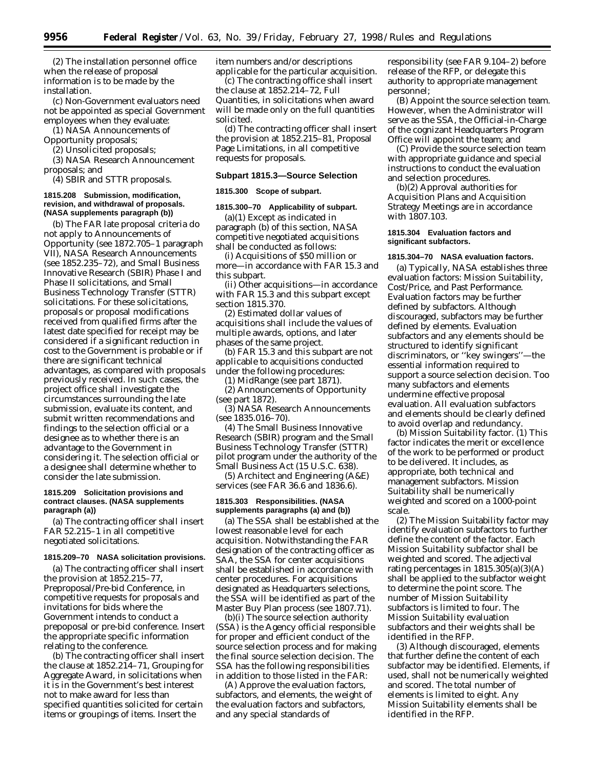(2) The installation personnel office when the release of proposal information is to be made by the installation.

(c) Non-Government evaluators need not be appointed as special Government employees when they evaluate:

(1) NASA Announcements of Opportunity proposals;

(2) Unsolicited proposals;

(3) NASA Research Announcement proposals; and

(4) SBIR and STTR proposals.

**1815.208 Submission, modification, revision, and withdrawal of proposals. (NASA supplements paragraph (b))**

(b) The FAR late proposal criteria do not apply to Announcements of Opportunity (see 1872.705–1 paragraph VII), NASA Research Announcements (see 1852.235–72), and Small Business Innovative Research (SBIR) Phase I and Phase II solicitations, and Small Business Technology Transfer (STTR) solicitations. For these solicitations, proposals or proposal modifications received from qualified firms after the latest date specified for receipt may be considered if a significant reduction in cost to the Government is probable or if there are significant technical advantages, as compared with proposals previously received. In such cases, the project office shall investigate the circumstances surrounding the late submission, evaluate its content, and submit written recommendations and findings to the selection official or a designee as to whether there is an advantage to the Government in considering it. The selection official or a designee shall determine whether to consider the late submission.

**1815.209 Solicitation provisions and contract clauses. (NASA supplements paragraph (a))**

(a) The contracting officer shall insert FAR 52.215–1 in all competitive negotiated solicitations.

**1815.209–70 NASA solicitation provisions.**

(a) The contracting officer shall insert the provision at 1852.215–77, Preproposal/Pre-bid Conference, in competitive requests for proposals and invitations for bids where the Government intends to conduct a prepoposal or pre-bid conference. Insert the appropriate specific information relating to the conference.

(b) The contracting officer shall insert the clause at 1852.214–71, Grouping for Aggregate Award, in solicitations when it is in the Government's best interest not to make award for less than specified quantities solicited for certain items or groupings of items. Insert the item numbers and/or descriptions applicable for the particular acquisition.

(c) The contracting office shall insert the clause at 1852.214–72, Full Quantities, in solicitations when award will be made only on the full quantities solicited.

(d) The contracting officer shall insert the provision at 1852.215–81, Proposal Page Limitations, in all competitive requests for proposals.

**Subpart 1815.3—Source Selection**

**1815.300 Scope of subpart.**

**1815.300–70 Applicability of subpart.**

(a)(1) Except as indicated in paragraph (b) of this section, NASA competitive negotiated acquisitions shall be conducted as follows:

(i) Acquisitions of $50 million or more—in accordance with FAR 15.3 and this subpart.

(ii) Other acquisitions—in accordance with FAR 15.3 and this subpart except section 1815.370.

(2) Estimated dollar values of acquisitions shall include the values of multiple awards, options, and later phases of the same project.

(b) FAR 15.3 and this subpart are not applicable to acquisitions conducted under the following procedures:

(1) MidRange (see part 1871).

(2) Announcements of Opportunity (see part 1872).

(3) NASA Research Announcements (see 1835.016–70).

(4) The Small Business Innovative Research (SBIR) program and the Small Business Technology Transfer (STTR) pilot program under the authority of the Small Business Act (15 U.S.C. 638).

(5) Architect and Engineering (A&E) services (see FAR 36.6 and 1836.6).

**1815.303 Responsibilities. (NASA supplements paragraphs (a) and (b))**

(a) The SSA shall be established at the lowest reasonable level for each acquisition. Notwithstanding the FAR designation of the contracting officer as SAA, the SSA for center acquisitions shall be established in accordance with center procedures. For acquisitions designated as Headquarters selections, the SSA will be identified as part of the Master Buy Plan process (see 1807.71).

(b)(i) The source selection authority (SSA) is the Agency official responsible for proper and efficient conduct of the source selection process and for making the final source selection decision. The SSA has the following responsibilities in addition to those listed in the FAR:

(A) Approve the evaluation factors, subfactors, and elements, the weight of the evaluation factors and subfactors, and any special standards of responsibility (see FAR 9.104–2) before release of the RFP, or delegate this authority to appropriate management personnel;

(B) Appoint the source selection team. However, when the Administrator will serve as the SSA, the Official-in-Charge of the cognizant Headquarters Program Office will appoint the team; and

(C) Provide the source selection team with appropriate guidance and special instructions to conduct the evaluation and selection procedures.

(b)(2) Approval authorities for Acquisition Plans and Acquisition Strategy Meetings are in accordance with 1807.103.

**1815.304 Evaluation factors and significant subfactors.**

**1815.304–70 NASA evaluation factors.**

(a) Typically, NASA establishes three evaluation factors: Mission Suitability, Cost/Price, and Past Performance. Evaluation factors may be further defined by subfactors. Although discouraged, subfactors may be further defined by elements. Evaluation subfactors and any elements should be structured to identify significant discriminators, or ''key swingers''—the essential information required to support a source selection decision. Too many subfactors and elements undermine effective proposal evaluation. All evaluation subfactors and elements should be clearly defined to avoid overlap and redundancy.

(b) Mission Suitability factor. (1) This factor indicates the merit or excellence of the work to be performed or product to be delivered. It includes, as appropriate, both technical and management subfactors. Mission Suitability shall be numerically weighted and scored on a 1000-point scale.

(2) The Mission Suitability factor may identify evaluation subfactors to further define the content of the factor. Each Mission Suitability subfactor shall be weighted and scored. The adjectival rating percentages in 1815.305(a)(3)(A) shall be applied to the subfactor weight to determine the point score. The number of Mission Suitability subfactors is limited to four. The Mission Suitability evaluation subfactors and their weights shall be identified in the RFP.

(3) Although discouraged, elements that further define the content of each subfactor may be identified. Elements, if used, shall not be numerically weighted and scored. The total number of elements is limited to eight. Any Mission Suitability elements shall be identified in the RFP.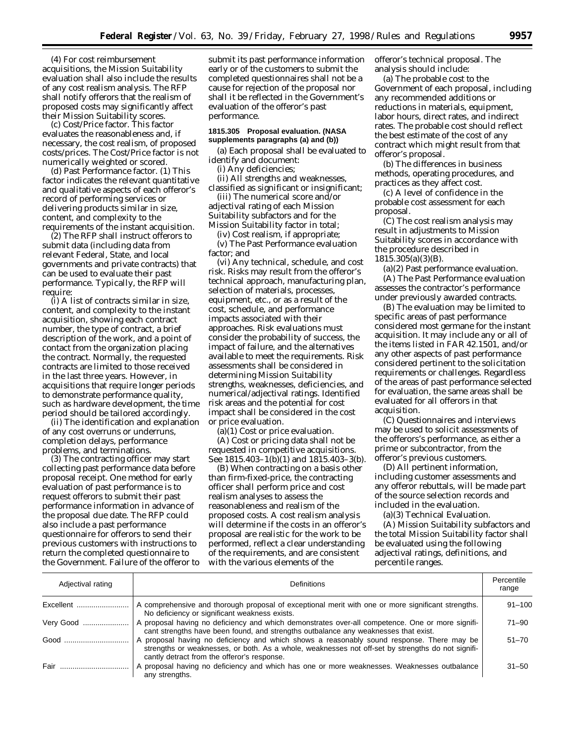(4) For cost reimbursement acquisitions, the Mission Suitability evaluation shall also include the results of any cost realism analysis. The RFP shall notify offerors that the realism of proposed costs may significantly affect their Mission Suitability scores.

(c) Cost/Price factor. This factor evaluates the reasonableness and, if necessary, the cost realism, of proposed costs/prices. The Cost/Price factor is not numerically weighted or scored.

(d) Past Performance factor. (1) This factor indicates the relevant quantitative and qualitative aspects of each offeror's record of performing services or delivering products similar in size, content, and complexity to the requirements of the instant acquisition.

(2) The RFP shall instruct offerors to submit data (including data from relevant Federal, State, and local governments and private contracts) that can be used to evaluate their past performance. Typically, the RFP will require:

(i) A list of contracts similar in size, content, and complexity to the instant acquisition, showing each contract number, the type of contract, a brief description of the work, and a point of contact from the organization placing the contract. Normally, the requested contracts are limited to those received in the last three years. However, in acquisitions that require longer periods to demonstrate performance quality, such as hardware development, the time period should be tailored accordingly.

(ii) The identification and explanation of any cost overruns or underruns, completion delays, performance problems, and terminations.

(3) The contracting officer may start collecting past performance data before proposal receipt. One method for early evaluation of past performance is to request offerors to submit their past performance information in advance of the proposal due date. The RFP could also include a past performance questionnaire for offerors to send their previous customers with instructions to return the completed questionnaire to the Government. Failure of the offeror to submit its past performance information early or of the customers to submit the completed questionnaires shall not be a cause for rejection of the proposal nor shall it be reflected in the Government's evaluation of the offeror's past performance.

**1815.305 Proposal evaluation. (NASA supplements paragraphs (a) and (b))**

(a) Each proposal shall be evaluated to identify and document:

(i) Any deficiencies;

(ii) All strengths and weaknesses, classified as significant or insignificant;

(iii) The numerical score and/or adjectival rating of each Mission Suitability subfactors and for the Mission Suitability factor in total;

(iv) Cost realism, if appropriate;

(v) The Past Performance evaluation factor; and

(vi) Any technical, schedule, and cost risk. Risks may result from the offeror's technical approach, manufacturing plan, selection of materials, processes, equipment, etc., or as a result of the cost, schedule, and performance impacts associated with their approaches. Risk evaluations must consider the probability of success, the impact of failure, and the alternatives available to meet the requirements. Risk assessments shall be considered in determining Mission Suitability strengths, weaknesses, deficiencies, and numerical/adjectival ratings. Identified risk areas and the potential for cost impact shall be considered in the cost or price evaluation.

(a)(1) Cost or price evaluation.

(A) Cost or pricing data shall not be requested in competitive acquisitions. See 1815.403–1(b)(1) and 1815.403–3(b).

(B) When contracting on a basis other than firm-fixed-price, the contracting officer shall perform price and cost realism analyses to assess the reasonableness and realism of the proposed costs. A cost realism analysis will determine if the costs in an offeror's proposal are realistic for the work to be performed, reflect a clear understanding of the requirements, and are consistent with the various elements of the offeror's technical proposal. The analysis should include:

(a) The probable cost to the Government of each proposal, including any recommended additions or reductions in materials, equipment, labor hours, direct rates, and indirect rates. The probable cost should reflect the best estimate of the cost of any contract which might result from that offeror's proposal.

(b) The differences in business methods, operating procedures, and practices as they affect cost.

(c) A level of confidence in the probable cost assessment for each proposal.

(C) The cost realism analysis may result in adjustments to Mission Suitability scores in accordance with the procedure described in 1815.305(a)(3)(B).

(a)(2) Past performance evaluation.

(A) The Past Performance evaluation assesses the contractor's performance under previously awarded contracts.

(B) The evaluation may be limited to specific areas of past performance considered most germane for the instant acquisition. It may include any or all of the items listed in FAR 42.1501, and/or any other aspects of past performance considered pertinent to the solicitation requirements or challenges. Regardless of the areas of past performance selected for evaluation, the same areas shall be evaluated for all offerors in that acquisition.

(C) Questionnaires and interviews may be used to solicit assessments of the offerors's performance, as either a prime or subcontractor, from the offeror's previous customers.

(D) All pertinent information, including customer assessments and any offeror rebuttals, will be made part of the source selection records and included in the evaluation.

(a)(3) Technical Evaluation.

(A) Mission Suitability subfactors and the total Mission Suitability factor shall be evaluated using the following adjectival ratings, definitions, and percentile ranges.

| Adjectival rating | Definitions | Percentile range |
|---|---|---|
| Excellent | A comprehensive and thorough proposal of exceptional merit with one or more significant strengths. No deficiency or significant weakness exists. | 91–100 |
| Very Good | A proposal having no deficiency and which demonstrates over-all competence. One or more significant strengths have been found, and strengths outbalance any weaknesses that exist. | 71–90 |
| Good | A proposal having no deficiency and which shows a reasonably sound response. There may be strengths or weaknesses, or both. As a whole, weaknesses not off-set by strengths do not significantly detract from the offeror's response. | 51–70 |
| Fair | A proposal having no deficiency and which has one or more weaknesses. Weaknesses outbalance any strengths. | 31–50 |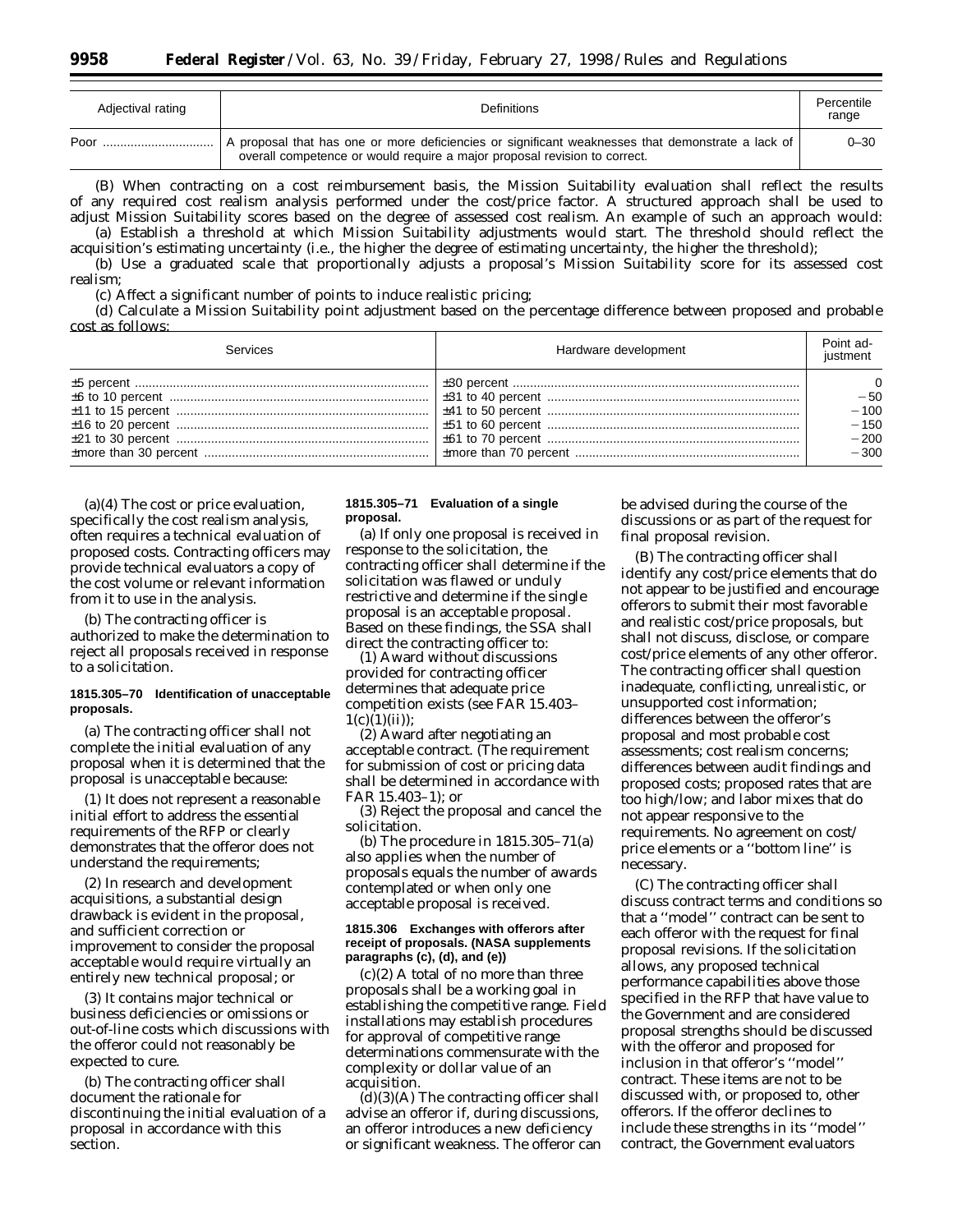| Adjectival rating | Definitions | Percentile range |
|---|---|---|
| Poor | A proposal that has one or more deficiencies or significant weaknesses that demonstrate a lack of overall competence or would require a major proposal revision to correct. | 0–30 |

(B) When contracting on a cost reimbursement basis, the Mission Suitability evaluation shall reflect the results of any required cost realism analysis performed under the cost/price factor. A structured approach shall be used to adjust Mission Suitability scores based on the degree of assessed cost realism. An example of such an approach would:

(a) Establish a threshold at which Mission Suitability adjustments would start. The threshold should reflect the acquisition's estimating uncertainty (i.e., the higher the degree of estimating uncertainty, the higher the threshold);

(b) Use a graduated scale that proportionally adjusts a proposal's Mission Suitability score for its assessed cost realism;

(c) Affect a significant number of points to induce realistic pricing;

(d) Calculate a Mission Suitability point adjustment based on the percentage difference between proposed and probable cost as follows:

| Services | Hardware development | Point adjustment |
|---|---|---|
| ±5 percent | ±30 percent | 0 |
| ±6 to 10 percent | ±31 to 40 percent | −50 |
| ±11 to 15 percent | ±41 to 50 percent | −100 |
| ±16 to 20 percent | ±51 to 60 percent | −150 |
| ±21 to 30 percent | ±61 to 70 percent | −200 |
| ±more than 30 percent | ±more than 70 percent | −300 |

(a)(4) The cost or price evaluation, specifically the cost realism analysis, often requires a technical evaluation of proposed costs. Contracting officers may provide technical evaluators a copy of the cost volume or relevant information from it to use in the analysis.

(b) The contracting officer is authorized to make the determination to reject all proposals received in response to a solicitation.

**1815.305–70 Identification of unacceptable proposals.**

(a) The contracting officer shall not complete the initial evaluation of any proposal when it is determined that the proposal is unacceptable because:

(1) It does not represent a reasonable initial effort to address the essential requirements of the RFP or clearly demonstrates that the offeror does not understand the requirements;

(2) In research and development acquisitions, a substantial design drawback is evident in the proposal, and sufficient correction or improvement to consider the proposal acceptable would require virtually an entirely new technical proposal; or

(3) It contains major technical or business deficiencies or omissions or out-of-line costs which discussions with the offeror could not reasonably be expected to cure.

(b) The contracting officer shall document the rationale for discontinuing the initial evaluation of a proposal in accordance with this section.

**1815.305–71 Evaluation of a single proposal.**

(a) If only one proposal is received in response to the solicitation, the contracting officer shall determine if the solicitation was flawed or unduly restrictive and determine if the single proposal is an acceptable proposal. Based on these findings, the SSA shall direct the contracting officer to:

(1) Award without discussions provided for contracting officer determines that adequate price competition exists (see FAR 15.403–1(c)(1)(ii));

(2) Award after negotiating an acceptable contract. (The requirement for submission of cost or pricing data shall be determined in accordance with FAR 15.403–1); or

(3) Reject the proposal and cancel the solicitation.

(b) The procedure in 1815.305–71(a) also applies when the number of proposals equals the number of awards contemplated or when only one acceptable proposal is received.

**1815.306 Exchanges with offerors after receipt of proposals. (NASA supplements paragraphs (c), (d), and (e))**

(c)(2) A total of no more than three proposals shall be a working goal in establishing the competitive range. Field installations may establish procedures for approval of competitive range determinations commensurate with the complexity or dollar value of an acquisition.

(d)(3)(A) The contracting officer shall advise an offeror if, during discussions, an offeror introduces a new deficiency or significant weakness. The offeror can be advised during the course of the discussions or as part of the request for final proposal revision.

(B) The contracting officer shall identify any cost/price elements that do not appear to be justified and encourage offerors to submit their most favorable and realistic cost/price proposals, but shall not discuss, disclose, or compare cost/price elements of any other offeror. The contracting officer shall question inadequate, conflicting, unrealistic, or unsupported cost information; differences between the offeror's proposal and most probable cost assessments; cost realism concerns; differences between audit findings and proposed costs; proposed rates that are too high/low; and labor mixes that do not appear responsive to the requirements. No agreement on cost/price elements or a ''bottom line'' is necessary.

(C) The contracting officer shall discuss contract terms and conditions so that a ''model'' contract can be sent to each offeror with the request for final proposal revisions. If the solicitation allows, any proposed technical performance capabilities above those specified in the RFP that have value to the Government and are considered proposal strengths should be discussed with the offeror and proposed for inclusion in that offeror's ''model'' contract. These items are not to be discussed with, or proposed to, other offerors. If the offeror declines to include these strengths in its ''model'' contract, the Government evaluators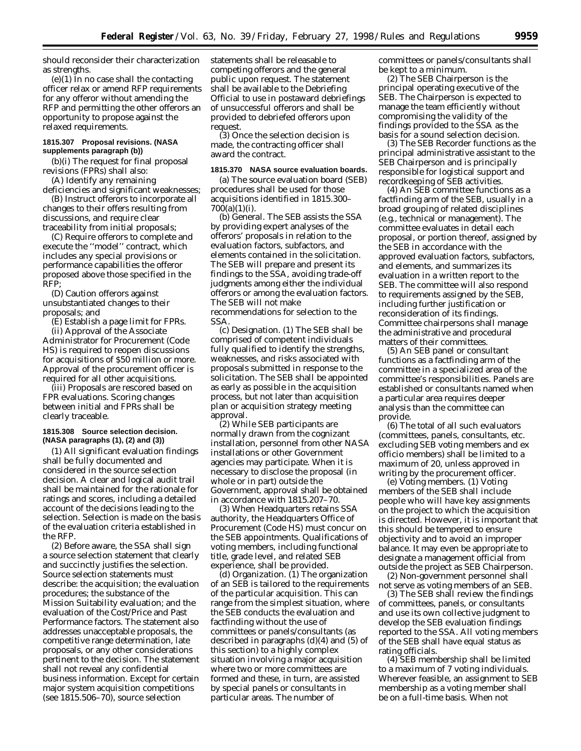should reconsider their characterization as strengths.

(e)(1) In no case shall the contacting officer relax or amend RFP requirements for any offeror without amending the RFP and permitting the other offerors an opportunity to propose against the relaxed requirements.

**1815.307 Proposal revisions. (NASA supplements paragraph (b))**

(b)(i) The request for final proposal revisions (FPRs) shall also:

(A) Identify any remaining deficiencies and significant weaknesses;

(B) Instruct offerors to incorporate all changes to their offers resulting from discussions, and require clear traceability from initial proposals;

(C) Require offerors to complete and execute the ''model'' contract, which includes any special provisions or performance capabilities the offeror proposed above those specified in the RFP;

(D) Caution offerors against unsubstantiated changes to their proposals; and

(E) Establish a page limit for FPRs.

(ii) Approval of the Associate Administrator for Procurement (Code HS) is required to reopen discussions for acquisitions of $50 million or more. Approval of the procurement officer is required for all other acquisitions.

(iii) Proposals are rescored based on FPR evaluations. Scoring changes between initial and FPRs shall be clearly traceable.

**1815.308 Source selection decision. (NASA paragraphs (1), (2) and (3))**

(1) All significant evaluation findings shall be fully documented and considered in the source selection decision. A clear and logical audit trail shall be maintained for the rationale for ratings and scores, including a detailed account of the decisions leading to the selection. Selection is made on the basis of the evaluation criteria established in the RFP.

(2) Before aware, the SSA shall sign a source selection statement that clearly and succinctly justifies the selection. Source selection statements must describe: the acquisition; the evaluation procedures; the substance of the Mission Suitability evaluation; and the evaluation of the Cost/Price and Past Performance factors. The statement also addresses unacceptable proposals, the competitive range determination, late proposals, or any other considerations pertinent to the decision. The statement shall not reveal any confidential business information. Except for certain major system acquisition competitions (see 1815.506–70), source selection statements shall be releasable to competing offerors and the general public upon request. The statement shall be available to the Debriefing Official to use in postaward debriefings of unsuccessful offerors and shall be provided to debriefed offerors upon request.

(3) Once the selection decision is made, the contracting officer shall award the contract.

**1815.370 NASA source evaluation boards.**

(a) The source evaluation board (SEB) procedures shall be used for those acquisitions identified in 1815.300–700(a)(1)(i).

(b) *General.* The SEB assists the SSA by providing expert analyses of the offerors' proposals in relation to the evaluation factors, subfactors, and elements contained in the solicitation. The SEB will prepare and present its findings to the SSA, avoiding trade-off judgments among either the individual offerors or among the evaluation factors. The SEB will not make recommendations for selection to the SSA.

(c) *Designation.* (1) The SEB shall be comprised of competent individuals fully qualified to identify the strengths, weaknesses, and risks associated with proposals submitted in response to the solicitation. The SEB shall be appointed as early as possible in the acquisition process, but not later than acquisition plan or acquisition strategy meeting approval.

(2) While SEB participants are normally drawn from the cognizant installation, personnel from other NASA installations or other Government agencies may participate. When it is necessary to disclose the proposal (in whole or in part) outside the Government, approval shall be obtained in accordance with 1815.207–70.

(3) When Headquarters retains SSA authority, the Headquarters Office of Procurement (Code HS) must concur on the SEB appointments. Qualifications of voting members, including functional title, grade level, and related SEB experience, shall be provided.

(d) *Organization.* (1) The organization of an SEB is tailored to the requirements of the particular acquisition. This can range from the simplest situation, where the SEB conducts the evaluation and factfinding without the use of committees or panels/consultants (as described in paragraphs (d)(4) and (5) of this section) to a highly complex situation involving a major acquisition where two or more committees are formed and these, in turn, are assisted by special panels or consultants in particular areas. The number of committees or panels/consultants shall be kept to a minimum.

(2) The SEB Chairperson is the principal operating executive of the SEB. The Chairperson is expected to manage the team efficiently without compromising the validity of the findings provided to the SSA as the basis for a sound selection decision.

(3) The SEB Recorder functions as the principal administrative assistant to the SEB Chairperson and is principally responsible for logistical support and recordkeeping of SEB activities.

(4) An SEB committee functions as a factfinding arm of the SEB, usually in a broad grouping of related disciplines (e.g., technical or management). The committee evaluates in detail each proposal, or portion thereof, assigned by the SEB in accordance with the approved evaluation factors, subfactors, and elements, and summarizes its evaluation in a written report to the SEB. The committee will also respond to requirements assigned by the SEB, including further justification or reconsideration of its findings. Committee chairpersons shall manage the administrative and procedural matters of their committees.

(5) An SEB panel or consultant functions as a factfinding arm of the committee in a specialized area of the committee's responsibilities. Panels are established or consultants named when a particular area requires deeper analysis than the committee can provide.

(6) The total of all such evaluators (committees, panels, consultants, etc. excluding SEB voting members and ex officio members) shall be limited to a maximum of 20, unless approved in writing by the procurement officer.

(e) *Voting members.* (1) Voting members of the SEB shall include people who will have key assignments on the project to which the acquisition is directed. However, it is important that this should be tempered to ensure objectivity and to avoid an improper balance. It may even be appropriate to designate a management official from outside the project as SEB Chairperson.

(2) Non-government personnel shall not serve as voting members of an SEB.

(3) The SEB shall review the findings of committees, panels, or consultants and use its own collective judgment to develop the SEB evaluation findings reported to the SSA. All voting members of the SEB shall have equal status as rating officials.

(4) SEB membership shall be limited to a maximum of 7 voting individuals. Wherever feasible, an assignment to SEB membership as a voting member shall be on a full-time basis. When not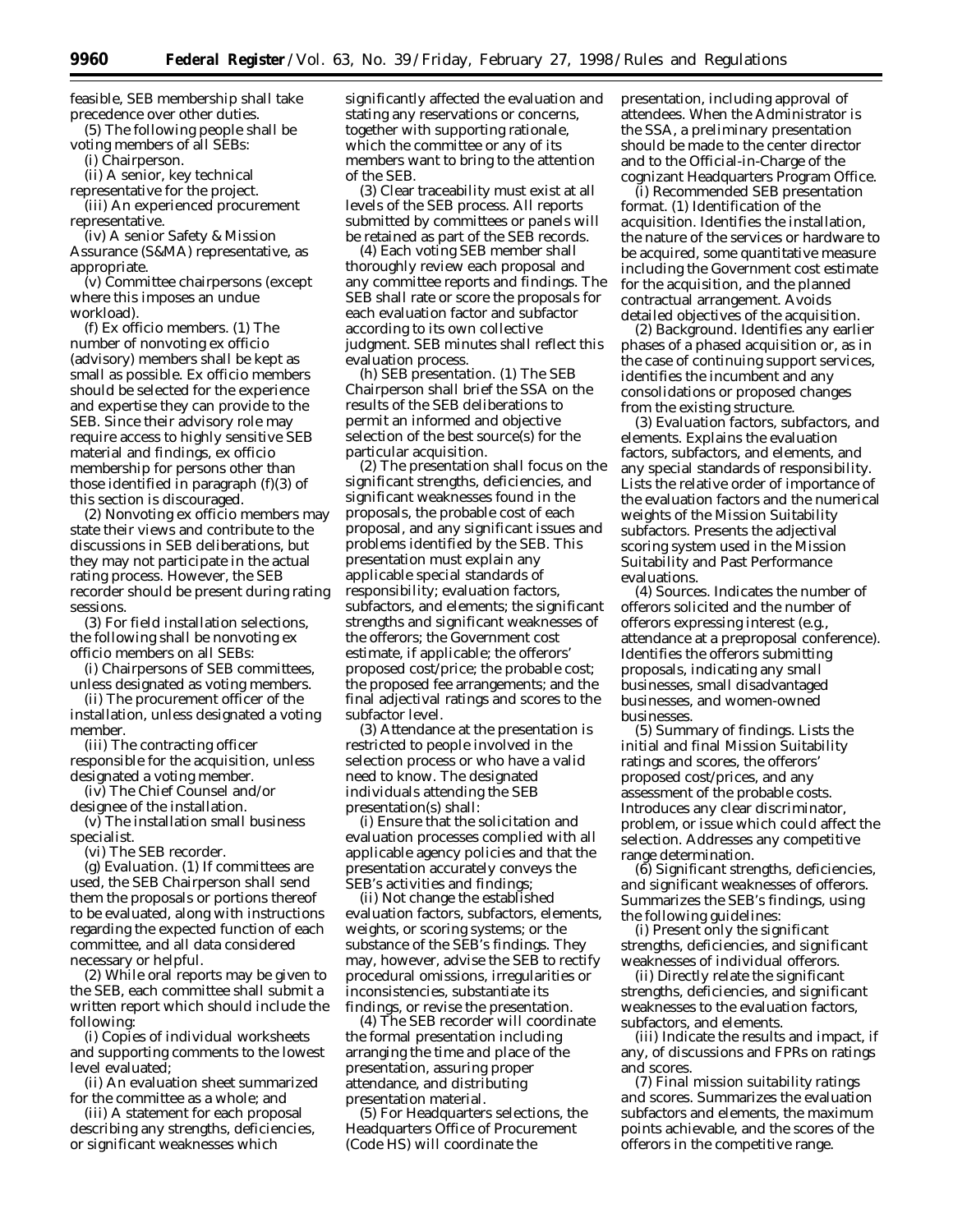feasible, SEB membership shall take precedence over other duties.

(5) The following people shall be voting members of all SEBs:

(i) Chairperson.

(ii) A senior, key technical representative for the project.

(iii) An experienced procurement representative.

(iv) A senior Safety & Mission Assurance (S&MA) representative, as appropriate.

(v) Committee chairpersons (except where this imposes an undue workload).

(f) *Ex officio members.* (1) The number of nonvoting ex officio (advisory) members shall be kept as small as possible. Ex officio members should be selected for the experience and expertise they can provide to the SEB. Since their advisory role may require access to highly sensitive SEB material and findings, ex officio membership for persons other than those identified in paragraph (f)(3) of this section is discouraged.

(2) Nonvoting ex officio members may state their views and contribute to the discussions in SEB deliberations, but they may not participate in the actual rating process. However, the SEB recorder should be present during rating sessions.

(3) For field installation selections, the following shall be nonvoting ex officio members on all SEBs:

(i) Chairpersons of SEB committees, unless designated as voting members.

(ii) The procurement officer of the installation, unless designated a voting member.

(iii) The contracting officer responsible for the acquisition, unless designated a voting member.

(iv) The Chief Counsel and/or designee of the installation.

(v) The installation small business specialist.

(vi) The SEB recorder.

(g) *Evaluation.* (1) If committees are used, the SEB Chairperson shall send them the proposals or portions thereof to be evaluated, along with instructions regarding the expected function of each committee, and all data considered necessary or helpful.

(2) While oral reports may be given to the SEB, each committee shall submit a written report which should include the following:

(i) Copies of individual worksheets and supporting comments to the lowest level evaluated;

(ii) An evaluation sheet summarized for the committee as a whole; and

(iii) A statement for each proposal describing any strengths, deficiencies, or significant weaknesses which significantly affected the evaluation and stating any reservations or concerns, together with supporting rationale, which the committee or any of its members want to bring to the attention of the SEB.

(3) Clear traceability must exist at all levels of the SEB process. All reports submitted by committees or panels will be retained as part of the SEB records.

(4) Each voting SEB member shall thoroughly review each proposal and any committee reports and findings. The SEB shall rate or score the proposals for each evaluation factor and subfactor according to its own collective judgment. SEB minutes shall reflect this evaluation process.

(h) *SEB presentation.* (1) The SEB Chairperson shall brief the SSA on the results of the SEB deliberations to permit an informed and objective selection of the best source(s) for the particular acquisition.

(2) The presentation shall focus on the significant strengths, deficiencies, and significant weaknesses found in the proposals, the probable cost of each proposal, and any significant issues and problems identified by the SEB. This presentation must explain any applicable special standards of responsibility; evaluation factors, subfactors, and elements; the significant strengths and significant weaknesses of the offerors; the Government cost estimate, if applicable; the offerors' proposed cost/price; the probable cost; the proposed fee arrangements; and the final adjectival ratings and scores to the subfactor level.

(3) Attendance at the presentation is restricted to people involved in the selection process or who have a valid need to know. The designated individuals attending the SEB presentation(s) shall:

(i) Ensure that the solicitation and evaluation processes complied with all applicable agency policies and that the presentation accurately conveys the SEB's activities and findings;

(ii) Not change the established evaluation factors, subfactors, elements, weights, or scoring systems; or the substance of the SEB's findings. They may, however, advise the SEB to rectify procedural omissions, irregularities or inconsistencies, substantiate its findings, or revise the presentation.

(4) The SEB recorder will coordinate the formal presentation including arranging the time and place of the presentation, assuring proper attendance, and distributing presentation material.

(5) For Headquarters selections, the Headquarters Office of Procurement (Code HS) will coordinate the presentation, including approval of attendees. When the Administrator is the SSA, a preliminary presentation should be made to the center director and to the Official-in-Charge of the cognizant Headquarters Program Office.

(i) *Recommended SEB presentation format.* (1) *Identification of the acquisition.* Identifies the installation, the nature of the services or hardware to be acquired, some quantitative measure including the Government cost estimate for the acquisition, and the planned contractual arrangement. Avoids detailed objectives of the acquisition.

(2) *Background.* Identifies any earlier phases of a phased acquisition or, as in the case of continuing support services, identifies the incumbent and any consolidations or proposed changes from the existing structure.

(3) *Evaluation factors, subfactors, and elements.* Explains the evaluation factors, subfactors, and elements, and any special standards of responsibility. Lists the relative order of importance of the evaluation factors and the numerical weights of the Mission Suitability subfactors. Presents the adjectival scoring system used in the Mission Suitability and Past Performance evaluations.

(4) *Sources.* Indicates the number of offerors solicited and the number of offerors expressing interest (e.g., attendance at a preproposal conference). Identifies the offerors submitting proposals, indicating any small businesses, small disadvantaged businesses, and women-owned businesses.

(5) *Summary of findings.* Lists the initial and final Mission Suitability ratings and scores, the offerors' proposed cost/prices, and any assessment of the probable costs. Introduces any clear discriminator, problem, or issue which could affect the selection. Addresses any competitive range determination.

(6) *Significant strengths, deficiencies, and significant weaknesses of offerors.* Summarizes the SEB's findings, using the following guidelines:

(i) Present only the significant strengths, deficiencies, and significant weaknesses of individual offerors.

(ii) Directly relate the significant strengths, deficiencies, and significant weaknesses to the evaluation factors, subfactors, and elements.

(iii) Indicate the results and impact, if any, of discussions and FPRs on ratings and scores.

(7) *Final mission suitability ratings and scores.* Summarizes the evaluation subfactors and elements, the maximum points achievable, and the scores of the offerors in the competitive range.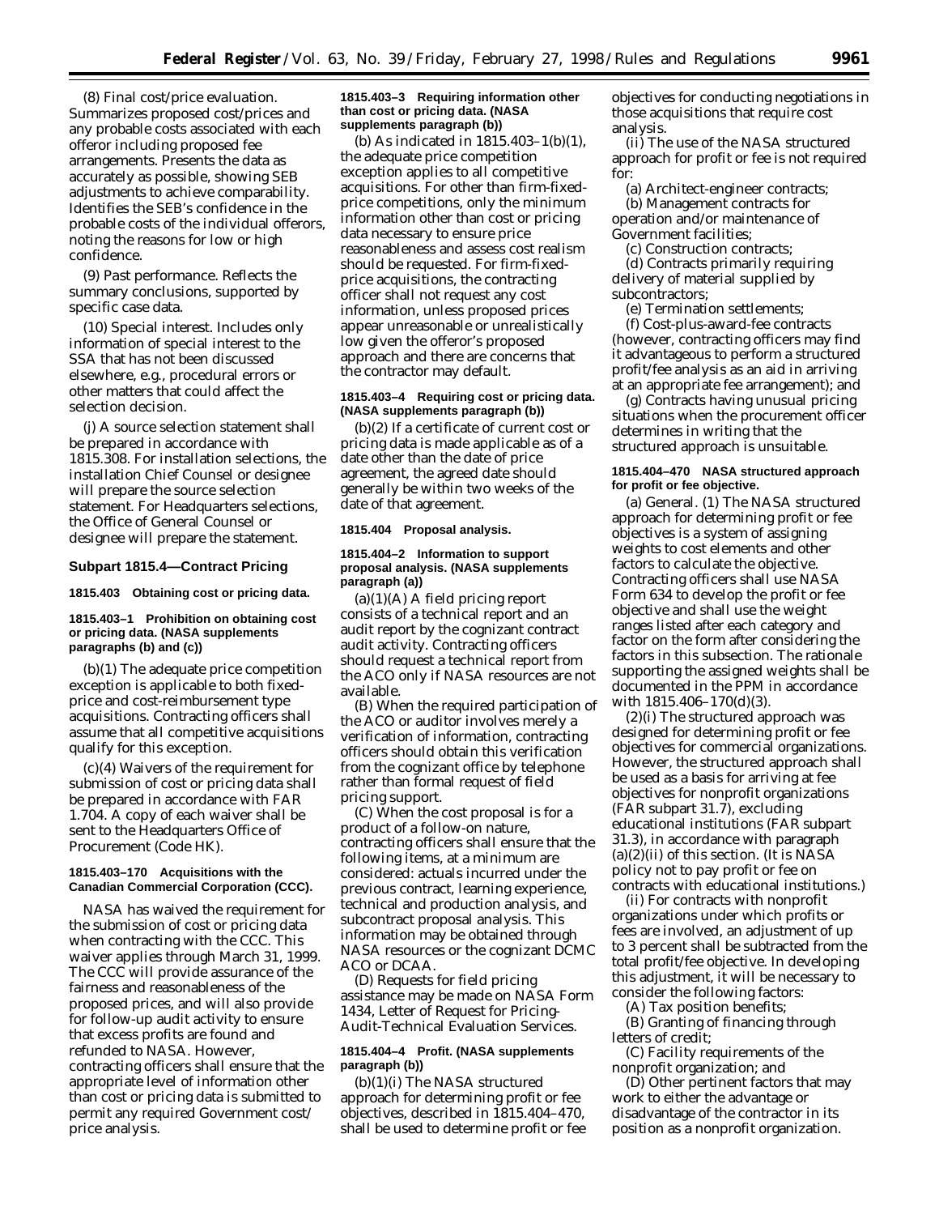(8) *Final cost/price evaluation.* Summarizes proposed cost/prices and any probable costs associated with each offeror including proposed fee arrangements. Presents the data as accurately as possible, showing SEB adjustments to achieve comparability. Identifies the SEB's confidence in the probable costs of the individual offerors, noting the reasons for low or high confidence.

(9) *Past performance.* Reflects the summary conclusions, supported by specific case data.

(10) *Special interest.* Includes only information of special interest to the SSA that has not been discussed elsewhere, e.g., procedural errors or other matters that could affect the selection decision.

(j) A source selection statement shall be prepared in accordance with 1815.308. For installation selections, the installation Chief Counsel or designee will prepare the source selection statement. For Headquarters selections, the Office of General Counsel or designee will prepare the statement.

## Subpart 1815.4—Contract Pricing

### 1815.403 Obtaining cost or pricing data.

### 1815.403–1 Prohibition on obtaining cost or pricing data. (NASA supplements paragraphs (b) and (c))

(b)(1) The adequate price competition exception is applicable to both fixed-price and cost-reimbursement type acquisitions. Contracting officers shall assume that all competitive acquisitions qualify for this exception.

(c)(4) Waivers of the requirement for submission of cost or pricing data shall be prepared in accordance with FAR 1.704. A copy of each waiver shall be sent to the Headquarters Office of Procurement (Code HK).

### 1815.403–170 Acquisitions with the Canadian Commercial Corporation (CCC).

NASA has waived the requirement for the submission of cost or pricing data when contracting with the CCC. This waiver applies through March 31, 1999. The CCC will provide assurance of the fairness and reasonableness of the proposed prices, and will also provide for follow-up audit activity to ensure that excess profits are found and refunded to NASA. However, contracting officers shall ensure that the appropriate level of information other than cost or pricing data is submitted to permit any required Government cost/price analysis.

### 1815.403–3 Requiring information other than cost or pricing data. (NASA supplements paragraph (b))

(b) As indicated in 1815.403–1(b)(1), the adequate price competition exception applies to all competitive acquisitions. For other than firm-fixed-price competitions, only the minimum information other than cost or pricing data necessary to ensure price reasonableness and assess cost realism should be requested. For firm-fixed-price acquisitions, the contracting officer shall not request any cost information, unless proposed prices appear unreasonable or unrealistically low given the offeror's proposed approach and there are concerns that the contractor may default.

### 1815.403–4 Requiring cost or pricing data. (NASA supplements paragraph (b))

(b)(2) If a certificate of current cost or pricing data is made applicable as of a date other than the date of price agreement, the agreed date should generally be within two weeks of the date of that agreement.

### 1815.404 Proposal analysis.

### 1815.404–2 Information to support proposal analysis. (NASA supplements paragraph (a))

(a)(1)(A) A field pricing report consists of a technical report and an audit report by the cognizant contract audit activity. Contracting officers should request a technical report from the ACO only if NASA resources are not available.

(B) When the required participation of the ACO or auditor involves merely a verification of information, contracting officers should obtain this verification from the cognizant office by telephone rather than formal request of field pricing support.

(C) When the cost proposal is for a product of a follow-on nature, contracting officers shall ensure that the following items, at a minimum are considered: actuals incurred under the previous contract, learning experience, technical and production analysis, and subcontract proposal analysis. This information may be obtained through NASA resources or the cognizant DCMC ACO or DCAA.

(D) Requests for field pricing assistance may be made on NASA Form 1434, Letter of Request for Pricing-Audit-Technical Evaluation Services.

### 1815.404–4 Profit. (NASA supplements paragraph (b))

(b)(1)(i) The NASA structured approach for determining profit or fee objectives, described in 1815.404–470, shall be used to determine profit or fee objectives for conducting negotiations in those acquisitions that require cost analysis.

(ii) The use of the NASA structured approach for profit or fee is not required for:

(a) Architect-engineer contracts;

(b) Management contracts for operation and/or maintenance of Government facilities;

(c) Construction contracts;

(d) Contracts primarily requiring delivery of material supplied by subcontractors;

(e) Termination settlements;

(f) Cost-plus-award-fee contracts (however, contracting officers may find it advantageous to perform a structured profit/fee analysis as an aid in arriving at an appropriate fee arrangement); and

(g) Contracts having unusual pricing situations when the procurement officer determines in writing that the structured approach is unsuitable.

### 1815.404–470 NASA structured approach for profit or fee objective.

(a) *General.* (1) The NASA structured approach for determining profit or fee objectives is a system of assigning weights to cost elements and other factors to calculate the objective. Contracting officers shall use NASA Form 634 to develop the profit or fee objective and shall use the weight ranges listed after each category and factor on the form after considering the factors in this subsection. The rationale supporting the assigned weights shall be documented in the PPM in accordance with 1815.406–170(d)(3).

(2)(i) The structured approach was designed for determining profit or fee objectives for commercial organizations. However, the structured approach shall be used as a basis for arriving at fee objectives for nonprofit organizations (FAR subpart 31.7), excluding educational institutions (FAR subpart 31.3), in accordance with paragraph (a)(2)(ii) of this section. (It is NASA policy not to pay profit or fee on contracts with educational institutions.)

(ii) For contracts with nonprofit organizations under which profits or fees are involved, an adjustment of up to 3 percent shall be subtracted from the total profit/fee objective. In developing this adjustment, it will be necessary to consider the following factors:

(A) Tax position benefits;

(B) Granting of financing through letters of credit;

(C) Facility requirements of the nonprofit organization; and

(D) Other pertinent factors that may work to either the advantage or disadvantage of the contractor in its position as a nonprofit organization.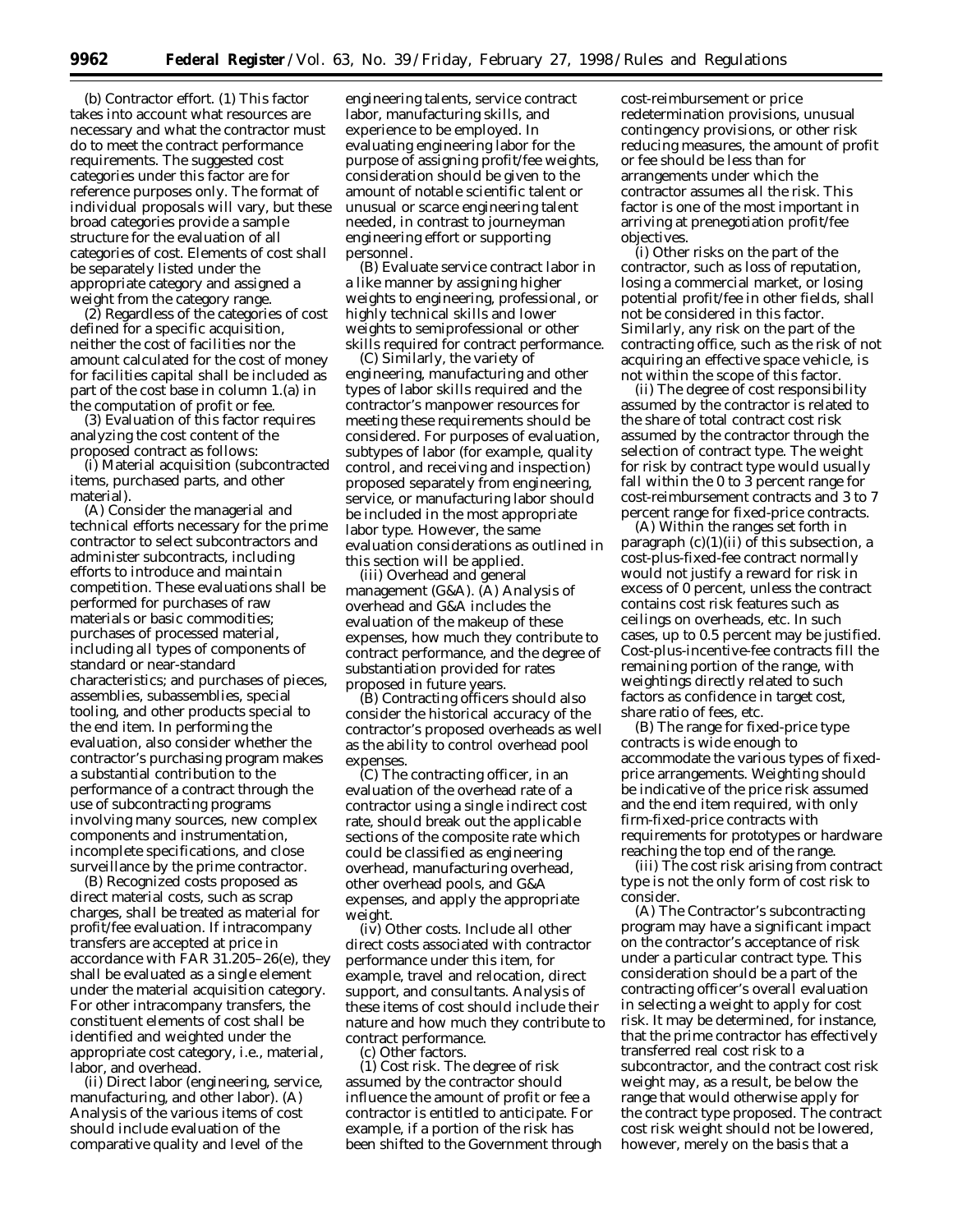(b) Contractor effort. (1) This factor takes into account what resources are necessary and what the contractor must do to meet the contract performance requirements. The suggested cost categories under this factor are for reference purposes only. The format of individual proposals will vary, but these broad categories provide a sample structure for the evaluation of all categories of cost. Elements of cost shall be separately listed under the appropriate category and assigned a weight from the category range.

(2) Regardless of the categories of cost defined for a specific acquisition, neither the cost of facilities nor the amount calculated for the cost of money for facilities capital shall be included as part of the cost base in column 1.(a) in the computation of profit or fee.

(3) Evaluation of this factor requires analyzing the cost content of the proposed contract as follows:

(i) Material acquisition (subcontracted items, purchased parts, and other material).

(A) Consider the managerial and technical efforts necessary for the prime contractor to select subcontractors and administer subcontracts, including efforts to introduce and maintain competition. These evaluations shall be performed for purchases of raw materials or basic commodities; purchases of processed material, including all types of components of standard or near-standard characteristics; and purchases of pieces, assemblies, subassemblies, special tooling, and other products special to the end item. In performing the evaluation, also consider whether the contractor's purchasing program makes a substantial contribution to the performance of a contract through the use of subcontracting programs involving many sources, new complex components and instrumentation, incomplete specifications, and close surveillance by the prime contractor.

(B) Recognized costs proposed as direct material costs, such as scrap charges, shall be treated as material for profit/fee evaluation. If intracompany transfers are accepted at price in accordance with FAR 31.205–26(e), they shall be evaluated as a single element under the material acquisition category. For other intracompany transfers, the constituent elements of cost shall be identified and weighted under the appropriate cost category, i.e., material, labor, and overhead.

(ii) Direct labor (engineering, service, manufacturing, and other labor). (A) Analysis of the various items of cost should include evaluation of the comparative quality and level of the engineering talents, service contract labor, manufacturing skills, and experience to be employed. In evaluating engineering labor for the purpose of assigning profit/fee weights, consideration should be given to the amount of notable scientific talent or unusual or scarce engineering talent needed, in contrast to journeyman engineering effort or supporting personnel.

(B) Evaluate service contract labor in a like manner by assigning higher weights to engineering, professional, or highly technical skills and lower weights to semiprofessional or other skills required for contract performance.

(C) Similarly, the variety of engineering, manufacturing and other types of labor skills required and the contractor's manpower resources for meeting these requirements should be considered. For purposes of evaluation, subtypes of labor (for example, quality control, and receiving and inspection) proposed separately from engineering, service, or manufacturing labor should be included in the most appropriate labor type. However, the same evaluation considerations as outlined in this section will be applied.

(iii) Overhead and general management (G&A). (A) Analysis of overhead and G&A includes the evaluation of the makeup of these expenses, how much they contribute to contract performance, and the degree of substantiation provided for rates proposed in future years.

(B) Contracting officers should also consider the historical accuracy of the contractor's proposed overheads as well as the ability to control overhead pool expenses.

(C) The contracting officer, in an evaluation of the overhead rate of a contractor using a single indirect cost rate, should break out the applicable sections of the composite rate which could be classified as engineering overhead, manufacturing overhead, other overhead pools, and G&A expenses, and apply the appropriate weight.

(iv) Other costs. Include all other direct costs associated with contractor performance under this item, for example, travel and relocation, direct support, and consultants. Analysis of these items of cost should include their nature and how much they contribute to contract performance.

(c) Other factors.

(1) Cost risk. The degree of risk assumed by the contractor should influence the amount of profit or fee a contractor is entitled to anticipate. For example, if a portion of the risk has been shifted to the Government through cost-reimbursement or price redetermination provisions, unusual contingency provisions, or other risk reducing measures, the amount of profit or fee should be less than for arrangements under which the contractor assumes all the risk. This factor is one of the most important in arriving at prenegotiation profit/fee objectives.

(i) Other risks on the part of the contractor, such as loss of reputation, losing a commercial market, or losing potential profit/fee in other fields, shall not be considered in this factor. Similarly, any risk on the part of the contracting office, such as the risk of not acquiring an effective space vehicle, is not within the scope of this factor.

(ii) The degree of cost responsibility assumed by the contractor is related to the share of total contract cost risk assumed by the contractor through the selection of contract type. The weight for risk by contract type would usually fall within the 0 to 3 percent range for cost-reimbursement contracts and 3 to 7 percent range for fixed-price contracts.

(A) Within the ranges set forth in paragraph (c)(1)(ii) of this subsection, a cost-plus-fixed-fee contract normally would not justify a reward for risk in excess of 0 percent, unless the contract contains cost risk features such as ceilings on overheads, etc. In such cases, up to 0.5 percent may be justified. Cost-plus-incentive-fee contracts fill the remaining portion of the range, with weightings directly related to such factors as confidence in target cost, share ratio of fees, etc.

(B) The range for fixed-price type contracts is wide enough to accommodate the various types of fixed-price arrangements. Weighting should be indicative of the price risk assumed and the end item required, with only firm-fixed-price contracts with requirements for prototypes or hardware reaching the top end of the range.

(iii) The cost risk arising from contract type is not the only form of cost risk to consider.

(A) The Contractor's subcontracting program may have a significant impact on the contractor's acceptance of risk under a particular contract type. This consideration should be a part of the contracting officer's overall evaluation in selecting a weight to apply for cost risk. It may be determined, for instance, that the prime contractor has effectively transferred real cost risk to a subcontractor, and the contract cost risk weight may, as a result, be below the range that would otherwise apply for the contract type proposed. The contract cost risk weight should not be lowered, however, merely on the basis that a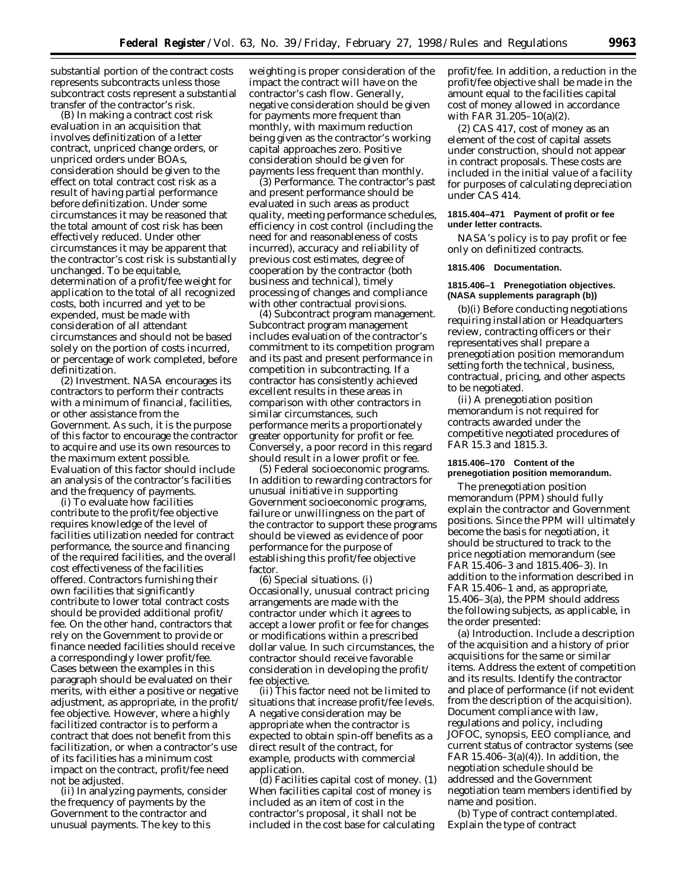substantial portion of the contract costs represents subcontracts unless those subcontract costs represent a substantial transfer of the contractor's risk.

(B) In making a contract cost risk evaluation in an acquisition that involves definitization of a letter contract, unpriced change orders, or unpriced orders under BOAs, consideration should be given to the effect on total contract cost risk as a result of having partial performance before definitization. Under some circumstances it may be reasoned that the total amount of cost risk has been effectively reduced. Under other circumstances it may be apparent that the contractor's cost risk is substantially unchanged. To be equitable, determination of a profit/fee weight for application to the total of all recognized costs, both incurred and yet to be expended, must be made with consideration of all attendant circumstances and should not be based solely on the portion of costs incurred, or percentage of work completed, before definitization.

(2) *Investment.* NASA encourages its contractors to perform their contracts with a minimum of financial, facilities, or other assistance from the Government. As such, it is the purpose of this factor to encourage the contractor to acquire and use its own resources to the maximum extent possible. Evaluation of this factor should include an analysis of the contractor's facilities and the frequency of payments.

(i) To evaluate how facilities contribute to the profit/fee objective requires knowledge of the level of facilities utilization needed for contract performance, the source and financing of the required facilities, and the overall cost effectiveness of the facilities offered. Contractors furnishing their own facilities that significantly contribute to lower total contract costs should be provided additional profit/fee. On the other hand, contractors that rely on the Government to provide or finance needed facilities should receive a correspondingly lower profit/fee. Cases between the examples in this paragraph should be evaluated on their merits, with either a positive or negative adjustment, as appropriate, in the profit/fee objective. However, where a highly facilitized contractor is to perform a contract that does not benefit from this facilitization, or when a contractor's use of its facilities has a minimum cost impact on the contract, profit/fee need not be adjusted.

(ii) In analyzing payments, consider the frequency of payments by the Government to the contractor and unusual payments. The key to this weighting is proper consideration of the impact the contract will have on the contractor's cash flow. Generally, negative consideration should be given for payments more frequent than monthly, with maximum reduction being given as the contractor's working capital approaches zero. Positive consideration should be given for payments less frequent than monthly.

(3) *Performance.* The contractor's past and present performance should be evaluated in such areas as product quality, meeting performance schedules, efficiency in cost control (including the need for and reasonableness of costs incurred), accuracy and reliability of previous cost estimates, degree of cooperation by the contractor (both business and technical), timely processing of changes and compliance with other contractual provisions.

(4) *Subcontract program management.* Subcontract program management includes evaluation of the contractor's commitment to its competition program and its past and present performance in competition in subcontracting. If a contractor has consistently achieved excellent results in these areas in comparison with other contractors in similar circumstances, such performance merits a proportionately greater opportunity for profit or fee. Conversely, a poor record in this regard should result in a lower profit or fee.

(5) *Federal socioeconomic programs.* In addition to rewarding contractors for unusual initiative in supporting Government socioeconomic programs, failure or unwillingness on the part of the contractor to support these programs should be viewed as evidence of poor performance for the purpose of establishing this profit/fee objective factor.

(6) *Special situations.* (i) Occasionally, unusual contract pricing arrangements are made with the contractor under which it agrees to accept a lower profit or fee for changes or modifications within a prescribed dollar value. In such circumstances, the contractor should receive favorable consideration in developing the profit/fee objective.

(ii) This factor need not be limited to situations that increase profit/fee levels. A negative consideration may be appropriate when the contractor is expected to obtain spin-off benefits as a direct result of the contract, for example, products with commercial application.

(d) *Facilities capital cost of money.* (1) When facilities capital cost of money is included as an item of cost in the contractor's proposal, it shall not be included in the cost base for calculating profit/fee. In addition, a reduction in the profit/fee objective shall be made in the amount equal to the facilities capital cost of money allowed in accordance with FAR 31.205–10(a)(2).

(2) CAS 417, cost of money as an element of the cost of capital assets under construction, should not appear in contract proposals. These costs are included in the initial value of a facility for purposes of calculating depreciation under CAS 414.

**1815.404–471 Payment of profit or fee under letter contracts.**

NASA's policy is to pay profit or fee only on definitized contracts.

**1815.406 Documentation.**

**1815.406–1 Prenegotiation objectives. (NASA supplements paragraph (b))**

(b)(i) Before conducting negotiations requiring installation or Headquarters review, contracting officers or their representatives shall prepare a prenegotiation position memorandum setting forth the technical, business, contractual, pricing, and other aspects to be negotiated.

(ii) A prenegotiation position memorandum is not required for contracts awarded under the competitive negotiated procedures of FAR 15.3 and 1815.3.

**1815.406–170 Content of the prenegotiation position memorandum.**

The prenegotiation position memorandum (PPM) should fully explain the contractor and Government positions. Since the PPM will ultimately become the basis for negotiation, it should be structured to track to the price negotiation memorandum (see FAR 15.406–3 and 1815.406–3). In addition to the information described in FAR 15.406–1 and, as appropriate, 15.406–3(a), the PPM should address the following subjects, as applicable, in the order presented:

(a) *Introduction.* Include a description of the acquisition and a history of prior acquisitions for the same or similar items. Address the extent of competition and its results. Identify the contractor and place of performance (if not evident from the description of the acquisition). Document compliance with law, regulations and policy, including JOFOC, synopsis, EEO compliance, and current status of contractor systems (see FAR 15.406–3(a)(4)). In addition, the negotiation schedule should be addressed and the Government negotiation team members identified by name and position.

(b) *Type of contract contemplated.* Explain the type of contract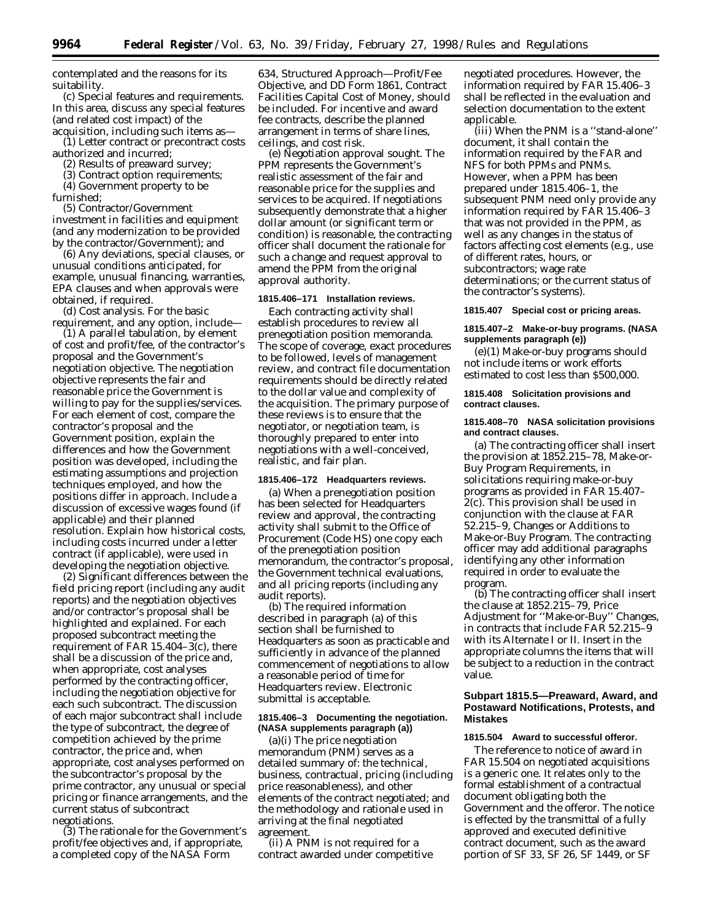contemplated and the reasons for its suitability.

(c) *Special features and requirements.* In this area, discuss any special features (and related cost impact) of the acquisition, including such items as—

(1) Letter contract or precontract costs authorized and incurred;

(2) Results of preaward survey;

(3) Contract option requirements;

(4) Government property to be furnished;

(5) Contractor/Government investment in facilities and equipment (and any modernization to be provided by the contractor/Government); and

(6) Any deviations, special clauses, or unusual conditions anticipated, for example, unusual financing, warranties, EPA clauses and when approvals were obtained, if required.

(d) *Cost analysis.* For the basic requirement, and any option, include—

(1) A parallel tabulation, by element of cost and profit/fee, of the contractor's proposal and the Government's negotiation objective. The negotiation objective represents the fair and reasonable price the Government is willing to pay for the supplies/services. For each element of cost, compare the contractor's proposal and the Government position, explain the differences and how the Government position was developed, including the estimating assumptions and projection techniques employed, and how the positions differ in approach. Include a discussion of excessive wages found (if applicable) and their planned resolution. Explain how historical costs, including costs incurred under a letter contract (if applicable), were used in developing the negotiation objective.

(2) Significant differences between the field pricing report (including any audit reports) and the negotiation objectives and/or contractor's proposal shall be highlighted and explained. For each proposed subcontract meeting the requirement of FAR 15.404–3(c), there shall be a discussion of the price and, when appropriate, cost analyses performed by the contracting officer, including the negotiation objective for each such subcontract. The discussion of each major subcontract shall include the type of subcontract, the degree of competition achieved by the prime contractor, the price and, when appropriate, cost analyses performed on the subcontractor's proposal by the prime contractor, any unusual or special pricing or finance arrangements, and the current status of subcontract negotiations.

(3) The rationale for the Government's profit/fee objectives and, if appropriate, a completed copy of the NASA Form 634, Structured Approach—Profit/Fee Objective, and DD Form 1861, Contract Facilities Capital Cost of Money, should be included. For incentive and award fee contracts, describe the planned arrangement in terms of share lines, ceilings, and cost risk.

(e) *Negotiation approval sought.* The PPM represents the Government's realistic assessment of the fair and reasonable price for the supplies and services to be acquired. If negotiations subsequently demonstrate that a higher dollar amount (or significant term or condition) is reasonable, the contracting officer shall document the rationale for such a change and request approval to amend the PPM from the original approval authority.

**1815.406–171 Installation reviews.**

Each contracting activity shall establish procedures to review all prenegotiation position memoranda. The scope of coverage, exact procedures to be followed, levels of management review, and contract file documentation requirements should be directly related to the dollar value and complexity of the acquisition. The primary purpose of these reviews is to ensure that the negotiator, or negotiation team, is thoroughly prepared to enter into negotiations with a well-conceived, realistic, and fair plan.

**1815.406–172 Headquarters reviews.**

(a) When a prenegotiation position has been selected for Headquarters review and approval, the contracting activity shall submit to the Office of Procurement (Code HS) one copy each of the prenegotiation position memorandum, the contractor's proposal, the Government technical evaluations, and all pricing reports (including any audit reports).

(b) The required information described in paragraph (a) of this section shall be furnished to Headquarters as soon as practicable and sufficiently in advance of the planned commencement of negotiations to allow a reasonable period of time for Headquarters review. Electronic submittal is acceptable.

**1815.406–3 Documenting the negotiation. (NASA supplements paragraph (a))**

(a)(i) The price negotiation memorandum (PNM) serves as a detailed summary of: the technical, business, contractual, pricing (including price reasonableness), and other elements of the contract negotiated; and the methodology and rationale used in arriving at the final negotiated agreement.

(ii) A PNM is not required for a contract awarded under competitive negotiated procedures. However, the information required by FAR 15.406–3 shall be reflected in the evaluation and selection documentation to the extent applicable.

(iii) When the PNM is a "stand-alone" document, it shall contain the information required by the FAR and NFS for both PPMs and PNMs. However, when a PPM has been prepared under 1815.406–1, the subsequent PNM need only provide any information required by FAR 15.406–3 that was not provided in the PPM, as well as any changes in the status of factors affecting cost elements (e.g., use of different rates, hours, or subcontractors; wage rate determinations; or the current status of the contractor's systems).

**1815.407 Special cost or pricing areas.**

**1815.407–2 Make-or-buy programs. (NASA supplements paragraph (e))**

(e)(1) Make-or-buy programs should not include items or work efforts estimated to cost less than $500,000.

**1815.408 Solicitation provisions and contract clauses.**

**1815.408–70 NASA solicitation provisions and contract clauses.**

(a) The contracting officer shall insert the provision at 1852.215–78, Make-or-Buy Program Requirements, in solicitations requiring make-or-buy programs as provided in FAR 15.407–2(c). This provision shall be used in conjunction with the clause at FAR 52.215–9, Changes or Additions to Make-or-Buy Program. The contracting officer may add additional paragraphs identifying any other information required in order to evaluate the program.

(b) The contracting officer shall insert the clause at 1852.215–79, Price Adjustment for "Make-or-Buy" Changes, in contracts that include FAR 52.215–9 with its Alternate I or II. Insert in the appropriate columns the items that will be subject to a reduction in the contract value.

## Subpart 1815.5—Preaward, Award, and Postaward Notifications, Protests, and Mistakes

**1815.504 Award to successful offeror.**

The reference to notice of award in FAR 15.504 on negotiated acquisitions is a generic one. It relates only to the formal establishment of a contractual document obligating both the Government and the offeror. The notice is effected by the transmittal of a fully approved and executed definitive contract document, such as the award portion of SF 33, SF 26, SF 1449, or SF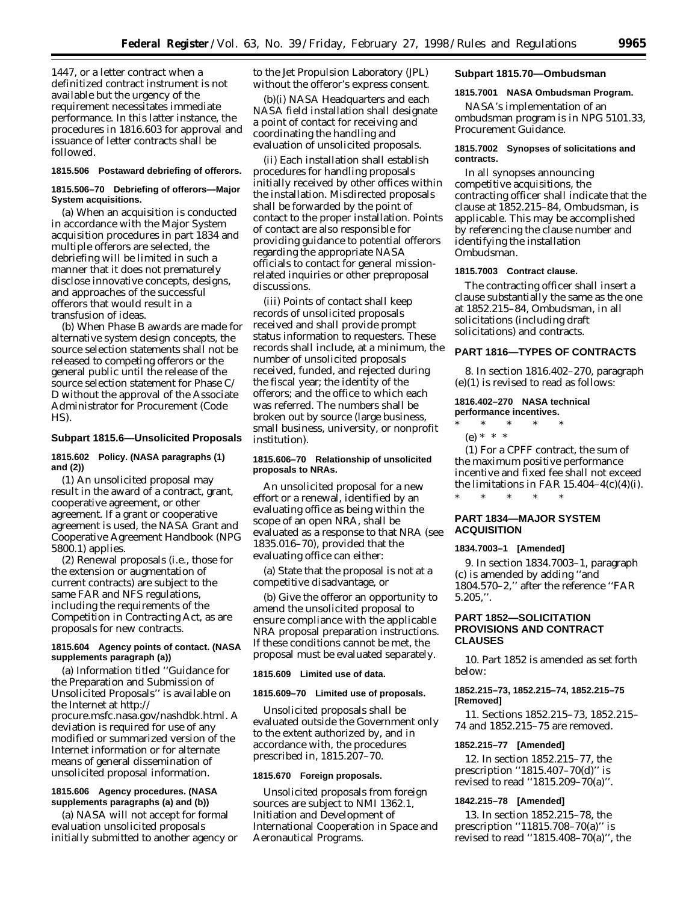1447, or a letter contract when a definitized contract instrument is not available but the urgency of the requirement necessitates immediate performance. In this latter instance, the procedures in 1816.603 for approval and issuance of letter contracts shall be followed.

**1815.506 Postaward debriefing of offerors.**

**1815.506–70 Debriefing of offerors—Major System acquisitions.**

(a) When an acquisition is conducted in accordance with the Major System acquisition procedures in part 1834 and multiple offerors are selected, the debriefing will be limited in such a manner that it does not prematurely disclose innovative concepts, designs, and approaches of the successful offerors that would result in a transfusion of ideas.

(b) When Phase B awards are made for alternative system design concepts, the source selection statements shall not be released to competing offerors or the general public until the release of the source selection statement for Phase C/D without the approval of the Associate Administrator for Procurement (Code HS).

### Subpart 1815.6—Unsolicited Proposals

**1815.602 Policy. (NASA paragraphs (1) and (2))**

(1) An unsolicited proposal may result in the award of a contract, grant, cooperative agreement, or other agreement. If a grant or cooperative agreement is used, the NASA Grant and Cooperative Agreement Handbook (NPG 5800.1) applies.

(2) Renewal proposals (i.e., those for the extension or augmentation of current contracts) are subject to the same FAR and NFS regulations, including the requirements of the Competition in Contracting Act, as are proposals for new contracts.

**1815.604 Agency points of contact. (NASA supplements paragraph (a))**

(a) Information titled ''Guidance for the Preparation and Submission of Unsolicited Proposals'' is available on the Internet at http://procure.msfc.nasa.gov/nashdbk.html. A deviation is required for use of any modified or summarized version of the Internet information or for alternate means of general dissemination of unsolicited proposal information.

**1815.606 Agency procedures. (NASA supplements paragraphs (a) and (b))**

(a) NASA will not accept for formal evaluation unsolicited proposals initially submitted to another agency or to the Jet Propulsion Laboratory (JPL) without the offeror's express consent.

(b)(i) NASA Headquarters and each NASA field installation shall designate a point of contact for receiving and coordinating the handling and evaluation of unsolicited proposals.

(ii) Each installation shall establish procedures for handling proposals initially received by other offices within the installation. Misdirected proposals shall be forwarded by the point of contact to the proper installation. Points of contact are also responsible for providing guidance to potential offerors regarding the appropriate NASA officials to contact for general mission-related inquiries or other preproposal discussions.

(iii) Points of contact shall keep records of unsolicited proposals received and shall provide prompt status information to requesters. These records shall include, at a minimum, the number of unsolicited proposals received, funded, and rejected during the fiscal year; the identity of the offerors; and the office to which each was referred. The numbers shall be broken out by source (large business, small business, university, or nonprofit institution).

**1815.606–70 Relationship of unsolicited proposals to NRAs.**

An unsolicited proposal for a new effort or a renewal, identified by an evaluating office as being within the scope of an open NRA, shall be evaluated as a response to that NRA (see 1835.016–70), provided that the evaluating office can either:

(a) State that the proposal is not at a competitive disadvantage, or

(b) Give the offeror an opportunity to amend the unsolicited proposal to ensure compliance with the applicable NRA proposal preparation instructions. If these conditions cannot be met, the proposal must be evaluated separately.

**1815.609 Limited use of data.**

**1815.609–70 Limited use of proposals.**

Unsolicited proposals shall be evaluated outside the Government only to the extent authorized by, and in accordance with, the procedures prescribed in, 1815.207–70.

**1815.670 Foreign proposals.**

Unsolicited proposals from foreign sources are subject to NMI 1362.1, Initiation and Development of International Cooperation in Space and Aeronautical Programs.

### Subpart 1815.70—Ombudsman

**1815.7001 NASA Ombudsman Program.**

NASA's implementation of an ombudsman program is in NPG 5101.33, Procurement Guidance.

**1815.7002 Synopses of solicitations and contracts.**

In all synopses announcing competitive acquisitions, the contracting officer shall indicate that the clause at 1852.215–84, Ombudsman, is applicable. This may be accomplished by referencing the clause number and identifying the installation Ombudsman.

**1815.7003 Contract clause.**

The contracting officer shall insert a clause substantially the same as the one at 1852.215–84, Ombudsman, in all solicitations (including draft solicitations) and contracts.

## PART 1816—TYPES OF CONTRACTS

8. In section 1816.402–270, paragraph (e)(1) is revised to read as follows:

**1816.402–270 NASA technical performance incentives.**

\* \* \* \* \*

(e) \* \* \*

(1) For a CPFF contract, the sum of the maximum positive performance incentive and fixed fee shall not exceed the limitations in FAR 15.404–4(c)(4)(i).

\* \* \* \* \*

## PART 1834—MAJOR SYSTEM ACQUISITION

**1834.7003–1 [Amended]**

9. In section 1834.7003–1, paragraph (c) is amended by adding ''and 1804.570–2,'' after the reference ''FAR 5.205,''.

## PART 1852—SOLICITATION PROVISIONS AND CONTRACT CLAUSES

10. Part 1852 is amended as set forth below:

**1852.215–73, 1852.215–74, 1852.215–75 [Removed]**

11. Sections 1852.215–73, 1852.215–74 and 1852.215–75 are removed.

**1852.215–77 [Amended]**

12. In section 1852.215–77, the prescription ''1815.407–70(d)'' is revised to read ''1815.209–70(a)''.

**1842.215–78 [Amended]**

13. In section 1852.215–78, the prescription ''11815.708–70(a)'' is revised to read ''1815.408–70(a)'', the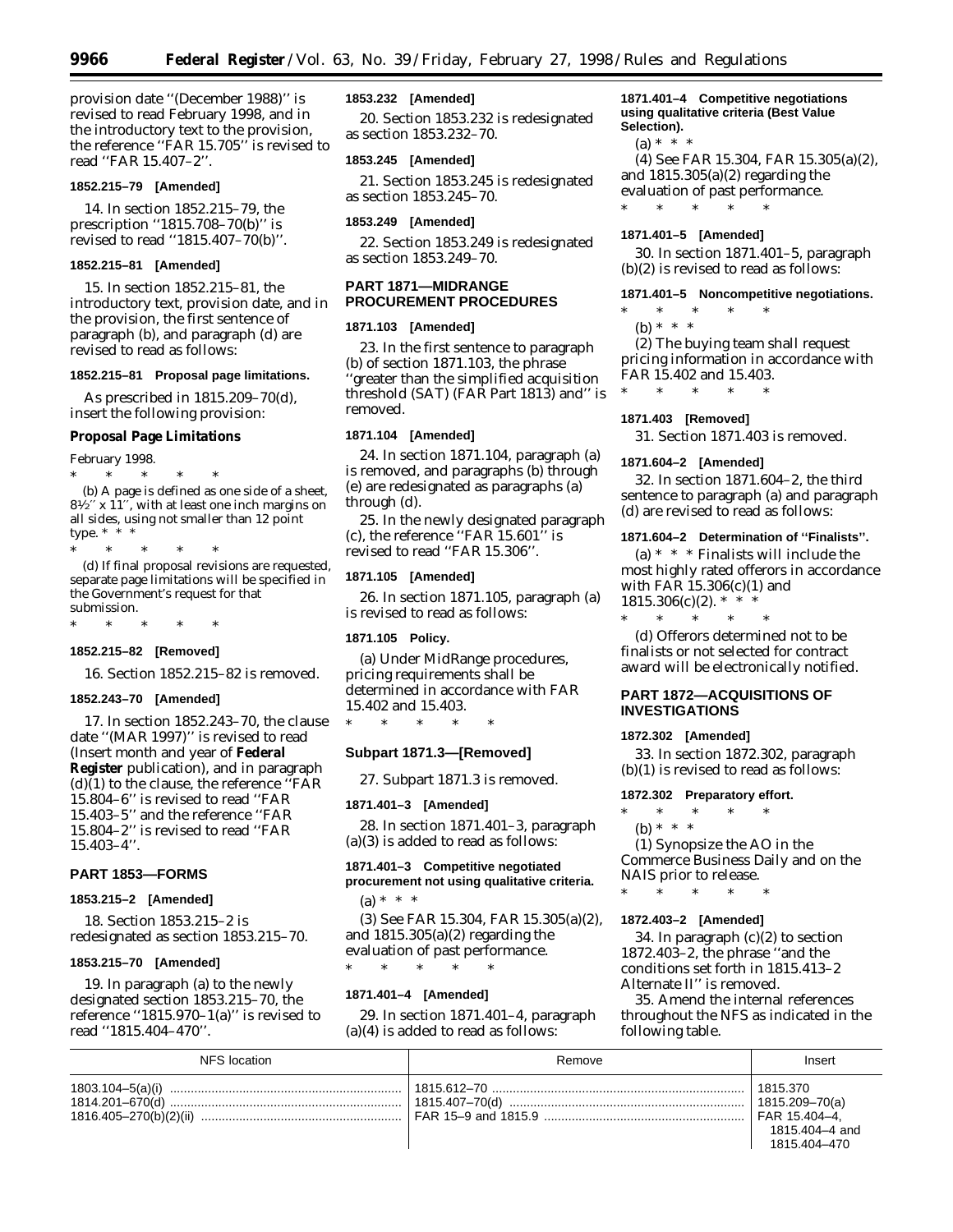provision date ''(December 1988)'' is revised to read February 1998, and in the introductory text to the provision, the reference ''FAR 15.705'' is revised to read ''FAR 15.407–2''.

**1852.215–79 [Amended]**

14. In section 1852.215–79, the prescription ''1815.708–70(b)'' is revised to read ''1815.407–70(b)''.

**1852.215–81 [Amended]**

15. In section 1852.215–81, the introductory text, provision date, and in the provision, the first sentence of paragraph (b), and paragraph (d) are revised to read as follows:

**1852.215–81 Proposal page limitations.**

As prescribed in 1815.209–70(d), insert the following provision:

**Proposal Page Limitations**

February 1998.

\* \* \* \* \*

(b) A page is defined as one side of a sheet, 8½″ x 11″, with at least one inch margins on all sides, using not smaller than 12 point type. \* \* \*

\* \* \* \* \*

(d) If final proposal revisions are requested, separate page limitations will be specified in the Government's request for that submission.

\* \* \* \* \*

**1852.215–82 [Removed]**

16. Section 1852.215–82 is removed.

**1852.243–70 [Amended]**

17. In section 1852.243–70, the clause date ''(MAR 1997)'' is revised to read (Insert month and year of **Federal Register** publication), and in paragraph (d)(1) to the clause, the reference ''FAR 15.804–6'' is revised to read ''FAR 15.403–5'' and the reference ''FAR 15.804–2'' is revised to read ''FAR 15.403–4''.

## PART 1853—FORMS

**1853.215–2 [Amended]**

18. Section 1853.215–2 is redesignated as section 1853.215–70.

**1853.215–70 [Amended]**

19. In paragraph (a) to the newly designated section 1853.215–70, the reference ''1815.970–1(a)'' is revised to read ''1815.404–470''.

**1853.232 [Amended]**

20. Section 1853.232 is redesignated as section 1853.232–70.

**1853.245 [Amended]**

21. Section 1853.245 is redesignated as section 1853.245–70.

**1853.249 [Amended]**

22. Section 1853.249 is redesignated as section 1853.249–70.

## PART 1871—MIDRANGE PROCUREMENT PROCEDURES

**1871.103 [Amended]**

23. In the first sentence to paragraph (b) of section 1871.103, the phrase ''greater than the simplified acquisition threshold (SAT) (FAR Part 1813) and'' is removed.

**1871.104 [Amended]**

24. In section 1871.104, paragraph (a) is removed, and paragraphs (b) through (e) are redesignated as paragraphs (a) through (d).

25. In the newly designated paragraph (c), the reference ''FAR 15.601'' is revised to read ''FAR 15.306''.

**1871.105 [Amended]**

26. In section 1871.105, paragraph (a) is revised to read as follows:

**1871.105 Policy.**

(a) Under MidRange procedures, pricing requirements shall be determined in accordance with FAR 15.402 and 15.403.

\* \* \* \* \*

### Subpart 1871.3—[Removed]

27. Subpart 1871.3 is removed.

**1871.401–3 [Amended]**

28. In section 1871.401–3, paragraph (a)(3) is added to read as follows:

**1871.401–3 Competitive negotiated procurement not using qualitative criteria.**

(a) \* \* \*

(3) See FAR 15.304, FAR 15.305(a)(2), and 1815.305(a)(2) regarding the evaluation of past performance.

\* \* \* \* \*

**1871.401–4 [Amended]**

29. In section 1871.401–4, paragraph (a)(4) is added to read as follows:

**1871.401–4 Competitive negotiations using qualitative criteria (Best Value Selection).**

(a) \* \* \*

(4) See FAR 15.304, FAR 15.305(a)(2), and 1815.305(a)(2) regarding the evaluation of past performance.

\* \* \* \* \*

**1871.401–5 [Amended]**

30. In section 1871.401–5, paragraph (b)(2) is revised to read as follows:

**1871.401–5 Noncompetitive negotiations.**

\* \* \* \* \*

(b) \* \* \*

(2) The buying team shall request pricing information in accordance with FAR 15.402 and 15.403.

\* \* \* \* \*

**1871.403 [Removed]**

31. Section 1871.403 is removed.

**1871.604–2 [Amended]**

32. In section 1871.604–2, the third sentence to paragraph (a) and paragraph (d) are revised to read as follows:

**1871.604–2 Determination of ''Finalists''.**

(a) \* \* \* Finalists will include the most highly rated offerors in accordance with FAR 15.306(c)(1) and 1815.306(c)(2). \* \* \*

\* \* \* \* \*

(d) Offerors determined not to be finalists or not selected for contract award will be electronically notified.

## PART 1872—ACQUISITIONS OF INVESTIGATIONS

**1872.302 [Amended]**

33. In section 1872.302, paragraph (b)(1) is revised to read as follows:

**1872.302 Preparatory effort.**

\* \* \* \* \*

(b) \* \* \*

(1) Synopsize the AO in the Commerce Business Daily and on the NAIS prior to release.

\* \* \* \* \*

**1872.403–2 [Amended]**

34. In paragraph (c)(2) to section 1872.403–2, the phrase ''and the conditions set forth in 1815.413–2 Alternate II'' is removed.

35. Amend the internal references throughout the NFS as indicated in the following table.

| NFS location | Remove | Insert |
|---|---|---|
| 1803.104–5(a)(i) | 1815.612–70 | 1815.370 |
| 1814.201–670(d) | 1815.407–70(d) | 1815.209–70(a) |
| 1816.405–270(b)(2)(ii) | FAR 15–9 and 1815.9 | FAR 15.404–4, 1815.404–4 and 1815.404–470 |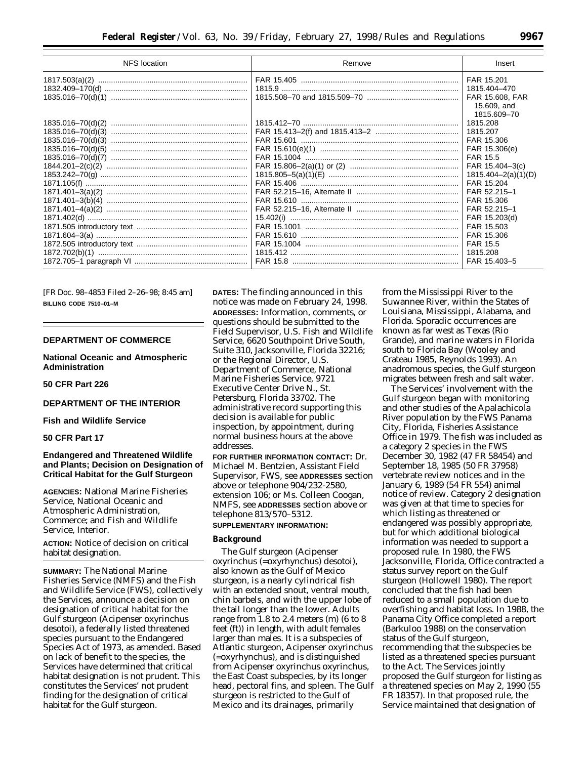| NFS location | Remove | Insert |
|---|---|---|
| 1817.503(a)(2) | FAR 15.405 | FAR 15.201 |
| 1832.409–170(d) | 1815.9 | 1815.404–470 |
| 1835.016–70(d)(1) | 1815.508–70 and 1815.509–70 | FAR 15.608, FAR 15.609, and 1815.609–70 |
| 1835.016–70(d)(2) | 1815.412–70 | 1815.208 |
| 1835.016–70(d)(3) | FAR 15.413–2(f) and 1815.413–2 | 1815.207 |
| 1835.016–70(d)(3) | FAR 15.601 | FAR 15.306 |
| 1835.016–70(d)(5) | FAR 15.610(e)(1) | FAR 15.306(e) |
| 1835.016–70(d)(7) | FAR 15.1004 | FAR 15.5 |
| 1844.201–2(c)(2) | FAR 15.806–2(a)(1) or (2) | FAR 15.404–3(c) |
| 1853.242–70(g) | 1815.805–5(a)(1)(E) | 1815.404–2(a)(1)(D) |
| 1871.105(f) | FAR 15.406 | FAR 15.204 |
| 1871.401–3(a)(2) | FAR 52.215–16, Alternate II | FAR 52.215–1 |
| 1871.401–3(b)(4) | FAR 15.610 | FAR 15.306 |
| 1871.401–4(a)(2) | FAR 52.215–16, Alternate II | FAR 52.215–1 |
| 1871.402(d) | 15.402(i) | FAR 15.203(d) |
| 1871.505 introductory text | FAR 15.1001 | FAR 15.503 |
| 1871.604–3(a) | FAR 15.610 | FAR 15.306 |
| 1872.505 introductory text | FAR 15.1004 | FAR 15.5 |
| 1872.702(b)(1) | 1815.412 | 1815.208 |
| 1872.705–1 paragraph VI | FAR 15.8 | FAR 15.403–5 |

[FR Doc. 98–4853 Filed 2–26–98; 8:45 am]

**BILLING CODE 7510–01–M**

---

**DEPARTMENT OF COMMERCE**

**National Oceanic and Atmospheric Administration**

**50 CFR Part 226**

**DEPARTMENT OF THE INTERIOR**

**Fish and Wildlife Service**

**50 CFR Part 17**

**Endangered and Threatened Wildlife and Plants; Decision on Designation of Critical Habitat for the Gulf Sturgeon**

**AGENCIES:** National Marine Fisheries Service, National Oceanic and Atmospheric Administration, Commerce; and Fish and Wildlife Service, Interior.

**ACTION:** Notice of decision on critical habitat designation.

**SUMMARY:** The National Marine Fisheries Service (NMFS) and the Fish and Wildlife Service (FWS), collectively the Services, announce a decision on designation of critical habitat for the Gulf sturgeon (Acipenser oxyrinchus desotoi), a federally listed threatened species pursuant to the Endangered Species Act of 1973, as amended. Based on lack of benefit to the species, the Services have determined that critical habitat designation is not prudent. This constitutes the Services' not prudent finding for the designation of critical habitat for the Gulf sturgeon.

**DATES:** The finding announced in this notice was made on February 24, 1998.

**ADDRESSES:** Information, comments, or questions should be submitted to the Field Supervisor, U.S. Fish and Wildlife Service, 6620 Southpoint Drive South, Suite 310, Jacksonville, Florida 32216; or the Regional Director, U.S. Department of Commerce, National Marine Fisheries Service, 9721 Executive Center Drive N., St. Petersburg, Florida 33702. The administrative record supporting this decision is available for public inspection, by appointment, during normal business hours at the above addresses.

**FOR FURTHER INFORMATION CONTACT:** Dr. Michael M. Bentzien, Assistant Field Supervisor, FWS, see **ADDRESSES** section above or telephone 904/232-2580, extension 106; or Ms. Colleen Coogan, NMFS, see **ADDRESSES** section above or telephone 813/570–5312.

**SUPPLEMENTARY INFORMATION:**

**Background**

The Gulf sturgeon (Acipenser oxyrinchus (=oxyrhynchus) desotoi), also known as the Gulf of Mexico sturgeon, is a nearly cylindrical fish with an extended snout, ventral mouth, chin barbels, and with the upper lobe of the tail longer than the lower. Adults range from 1.8 to 2.4 meters (m) (6 to 8 feet (ft)) in length, with adult females larger than males. It is a subspecies of Atlantic sturgeon, Acipenser oxyrinchus (=oxyrhynchus), and is distinguished from Acipenser oxyrinchus oxyrinchus, the East Coast subspecies, by its longer head, pectoral fins, and spleen. The Gulf sturgeon is restricted to the Gulf of Mexico and its drainages, primarily from the Mississippi River to the Suwannee River, within the States of Louisiana, Mississippi, Alabama, and Florida. Sporadic occurrences are known as far west as Texas (Rio Grande), and marine waters in Florida south to Florida Bay (Wooley and Crateau 1985, Reynolds 1993). An anadromous species, the Gulf sturgeon migrates between fresh and salt water.

The Services' involvement with the Gulf sturgeon began with monitoring and other studies of the Apalachicola River population by the FWS Panama City, Florida, Fisheries Assistance Office in 1979. The fish was included as a category 2 species in the FWS December 30, 1982 (47 FR 58454) and September 18, 1985 (50 FR 37958) vertebrate review notices and in the January 6, 1989 (54 FR 554) animal notice of review. Category 2 designation was given at that time to species for which listing as threatened or endangered was possibly appropriate, but for which additional biological information was needed to support a proposed rule. In 1980, the FWS Jacksonville, Florida, Office contracted a status survey report on the Gulf sturgeon (Hollowell 1980). The report concluded that the fish had been reduced to a small population due to overfishing and habitat loss. In 1988, the Panama City Office completed a report (Barkuloo 1988) on the conservation status of the Gulf sturgeon, recommending that the subspecies be listed as a threatened species pursuant to the Act. The Services jointly proposed the Gulf sturgeon for listing as a threatened species on May 2, 1990 (55 FR 18357). In that proposed rule, the Service maintained that designation of